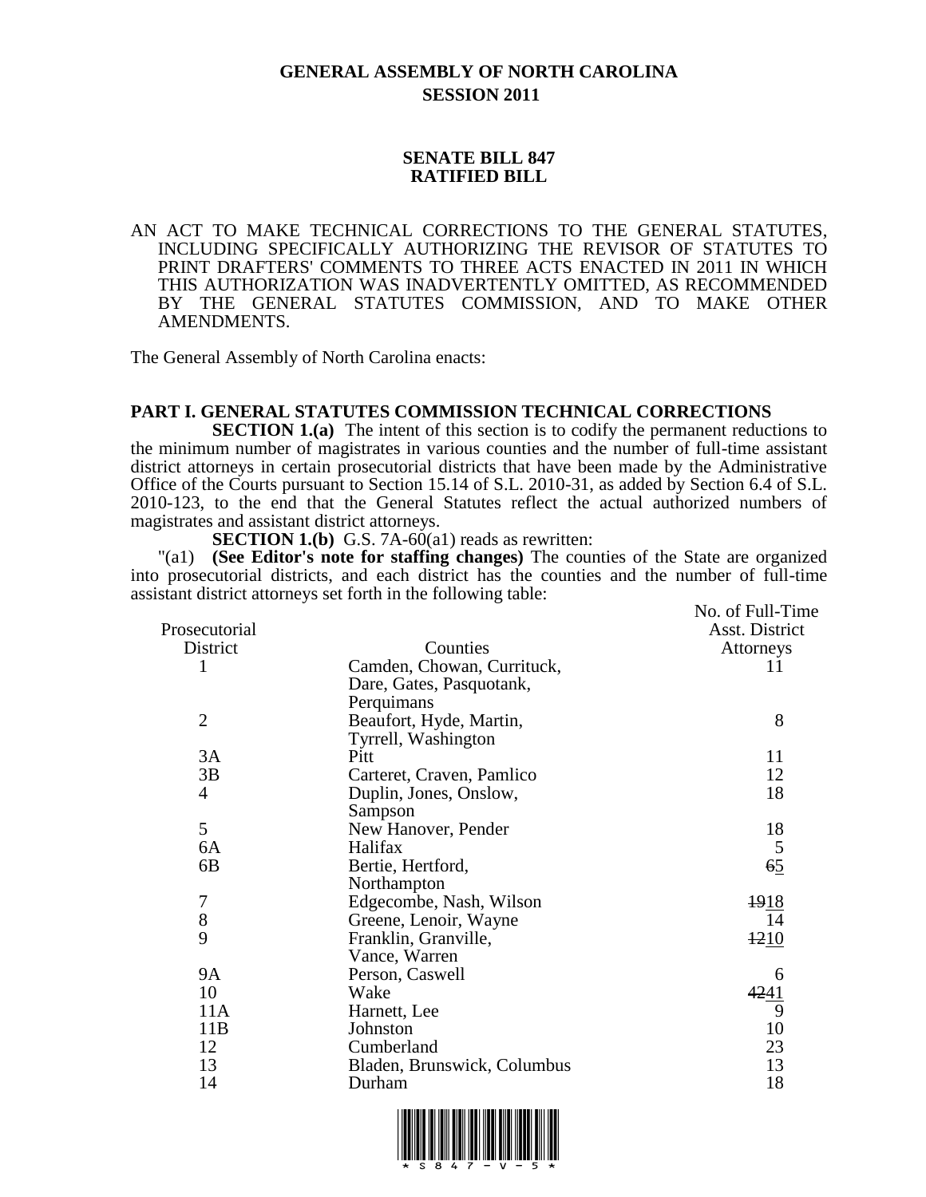# GENERAL ASSEMBLY OF NORTH CAROLINA
## SESSION 2011

## SENATE BILL 847
## RATIFIED BILL

AN ACT TO MAKE TECHNICAL CORRECTIONS TO THE GENERAL STATUTES, INCLUDING SPECIFICALLY AUTHORIZING THE REVISOR OF STATUTES TO PRINT DRAFTERS' COMMENTS TO THREE ACTS ENACTED IN 2011 IN WHICH THIS AUTHORIZATION WAS INADVERTENTLY OMITTED, AS RECOMMENDED BY THE GENERAL STATUTES COMMISSION, AND TO MAKE OTHER AMENDMENTS.

The General Assembly of North Carolina enacts:

**PART I. GENERAL STATUTES COMMISSION TECHNICAL CORRECTIONS**

**SECTION 1.(a)** The intent of this section is to codify the permanent reductions to the minimum number of magistrates in various counties and the number of full-time assistant district attorneys in certain prosecutorial districts that have been made by the Administrative Office of the Courts pursuant to Section 15.14 of S.L. 2010-31, as added by Section 6.4 of S.L. 2010-123, to the end that the General Statutes reflect the actual authorized numbers of magistrates and assistant district attorneys.

**SECTION 1.(b)** G.S. 7A-60(a1) reads as rewritten:

"(a1) **(See Editor's note for staffing changes)** The counties of the State are organized into prosecutorial districts, and each district has the counties and the number of full-time assistant district attorneys set forth in the following table:

| Prosecutorial District | Counties | No. of Full-Time Asst. District Attorneys |
|---|---|---|
| 1 | Camden, Chowan, Currituck, Dare, Gates, Pasquotank, Perquimans | 11 |
| 2 | Beaufort, Hyde, Martin, Tyrrell, Washington | 8 |
| 3A | Pitt | 11 |
| 3B | Carteret, Craven, Pamlico | 12 |
| 4 | Duplin, Jones, Onslow, Sampson | 18 |
| 5 | New Hanover, Pender | 18 |
| 6A | Halifax | 5 |
| 6B | Bertie, Hertford, Northampton | ~~6~~<u>5</u> |
| 7 | Edgecombe, Nash, Wilson | ~~19~~<u>18</u> |
| 8 | Greene, Lenoir, Wayne | 14 |
| 9 | Franklin, Granville, Vance, Warren | ~~12~~<u>10</u> |
| 9A | Person, Caswell | 6 |
| 10 | Wake | ~~42~~<u>41</u> |
| 11A | Harnett, Lee | 9 |
| 11B | Johnston | 10 |
| 12 | Cumberland | 23 |
| 13 | Bladen, Brunswick, Columbus | 13 |
| 14 | Durham | 18 |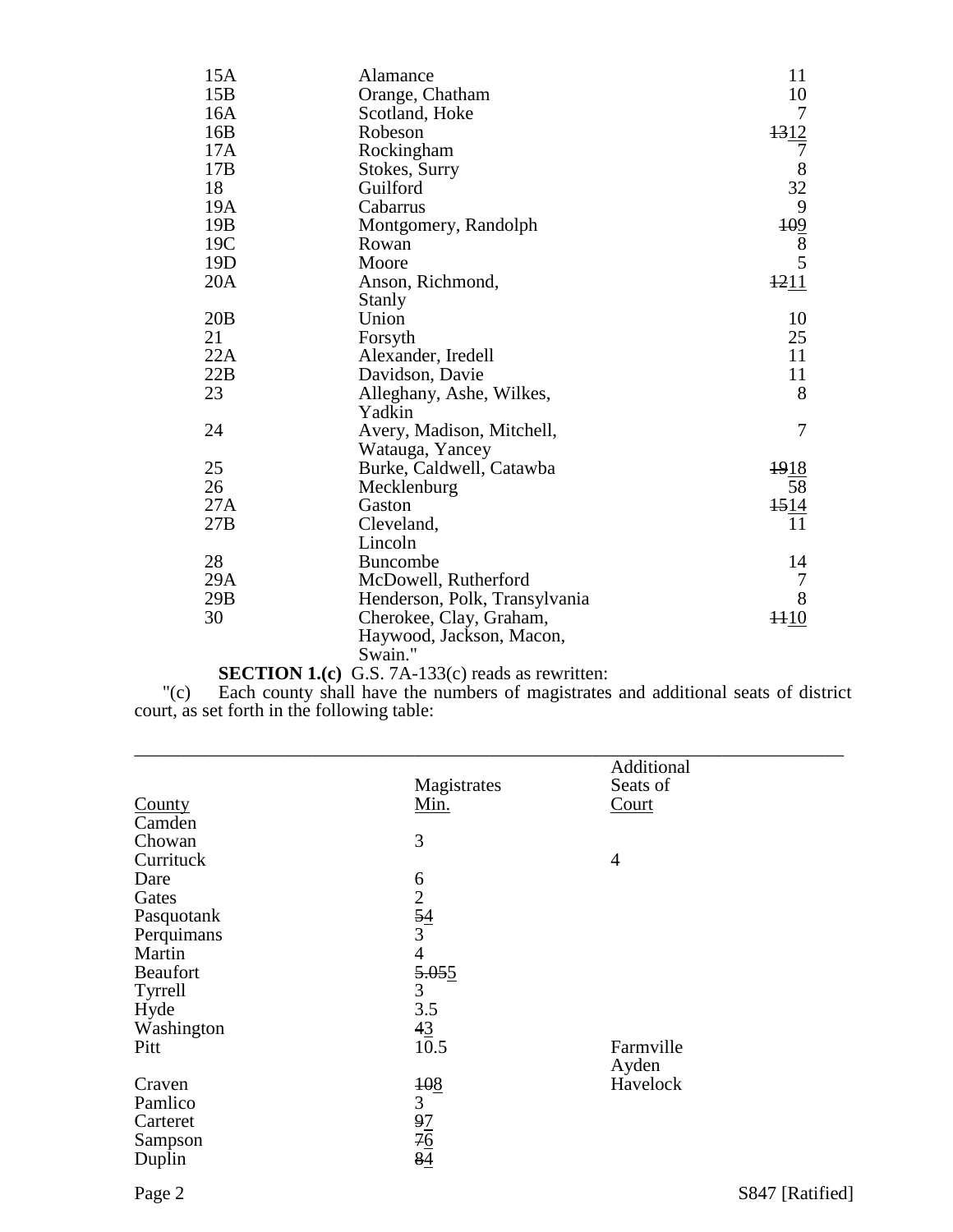| | | |
|---|---|---|
| 15A | Alamance | 11 |
| 15B | Orange, Chatham | 10 |
| 16A | Scotland, Hoke | 7 |
| 16B | Robeson | ~~13~~<u>12</u> |
| 17A | Rockingham | 7 |
| 17B | Stokes, Surry | 8 |
| 18 | Guilford | 32 |
| 19A | Cabarrus | 9 |
| 19B | Montgomery, Randolph | ~~10~~<u>9</u> |
| 19C | Rowan | 8 |
| 19D | Moore | 5 |
| 20A | Anson, Richmond, Stanly | ~~12~~<u>11</u> |
| 20B | Union | 10 |
| 21 | Forsyth | 25 |
| 22A | Alexander, Iredell | 11 |
| 22B | Davidson, Davie | 11 |
| 23 | Alleghany, Ashe, Wilkes, Yadkin | 8 |
| 24 | Avery, Madison, Mitchell, Watauga, Yancey | 7 |
| 25 | Burke, Caldwell, Catawba | ~~19~~<u>18</u> |
| 26 | Mecklenburg | 58 |
| 27A | Gaston | ~~15~~<u>14</u> |
| 27B | Cleveland, Lincoln | 11 |
| 28 | Buncombe | 14 |
| 29A | McDowell, Rutherford | 7 |
| 29B | Henderson, Polk, Transylvania | 8 |
| 30 | Cherokee, Clay, Graham, Haywood, Jackson, Macon, Swain." | ~~11~~<u>10</u> |

**SECTION 1.(c)** G.S. 7A-133(c) reads as rewritten:

"(c) Each county shall have the numbers of magistrates and additional seats of district court, as set forth in the following table:

| <u>County</u> | Magistrates <u>Min.</u> | Additional Seats of <u>Court</u> |
|---|---|---|
| Camden | | |
| Chowan | 3 | |
| Currituck | | 4 |
| Dare | 6 | |
| Gates | 2 | |
| Pasquotank | ~~5~~<u>4</u> | |
| Perquimans | 3 | |
| Martin | 4 | |
| Beaufort | ~~5.05~~<u>5</u> | |
| Tyrrell | 3 | |
| Hyde | 3.5 | |
| Washington | ~~4~~<u>3</u> | |
| Pitt | 10.5 | Farmville<br>Ayden |
| Craven | ~~10~~<u>8</u> | Havelock |
| Pamlico | 3 | |
| Carteret | ~~9~~<u>7</u> | |
| Sampson | ~~7~~<u>6</u> | |
| Duplin | ~~8~~<u>4</u> | |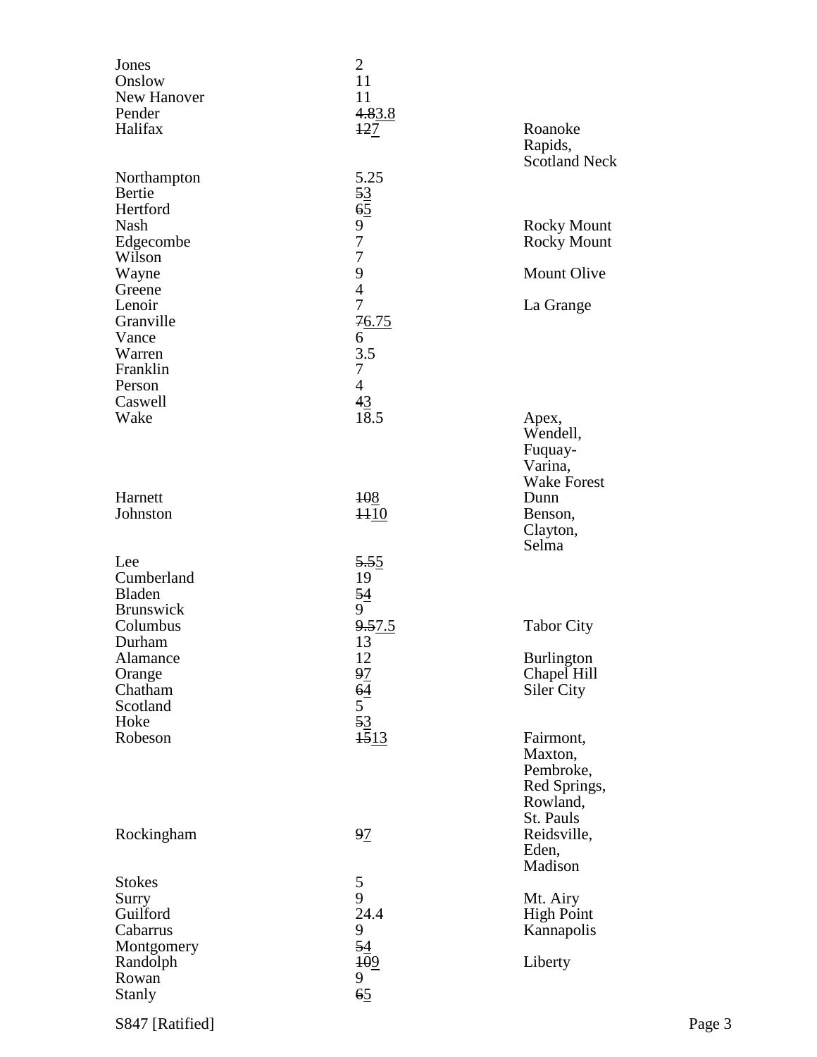| | | |
|---|---|---|
| Jones | 2 | |
| Onslow | 11 | |
| New Hanover | 11 | |
| Pender | ~~4.8~~<u>3.8</u> | |
| Halifax | ~~12~~<u>7</u> | Roanoke Rapids, Scotland Neck |
| Northampton | 5.25 | |
| Bertie | ~~5~~<u>3</u> | |
| Hertford | ~~6~~<u>5</u> | |
| Nash | 9 | Rocky Mount |
| Edgecombe | 7 | Rocky Mount |
| Wilson | 7 | |
| Wayne | 9 | Mount Olive |
| Greene | 4 | |
| Lenoir | 7 | La Grange |
| Granville | ~~7~~<u>6.75</u> | |
| Vance | 6 | |
| Warren | 3.5 | |
| Franklin | 7 | |
| Person | 4 | |
| Caswell | ~~4~~<u>3</u> | |
| Wake | 18.5 | Apex, Wendell, Fuquay-Varina, Wake Forest |
| Harnett | ~~10~~<u>8</u> | Dunn |
| Johnston | ~~11~~<u>10</u> | Benson, Clayton, Selma |
| Lee | ~~5.5~~<u>5</u> | |
| Cumberland | 19 | |
| Bladen | ~~5~~<u>4</u> | |
| Brunswick | 9 | |
| Columbus | ~~9.5~~<u>7.5</u> | Tabor City |
| Durham | 13 | |
| Alamance | 12 | Burlington |
| Orange | ~~9~~<u>7</u> | Chapel Hill |
| Chatham | ~~6~~<u>4</u> | Siler City |
| Scotland | 5 | |
| Hoke | ~~5~~<u>3</u> | |
| Robeson | ~~15~~<u>13</u> | Fairmont, Maxton, Pembroke, Red Springs, Rowland, St. Pauls |
| Rockingham | ~~9~~<u>7</u> | Reidsville, Eden, Madison |
| Stokes | 5 | |
| Surry | 9 | Mt. Airy |
| Guilford | 24.4 | High Point |
| Cabarrus | 9 | Kannapolis |
| Montgomery | ~~5~~<u>4</u> | |
| Randolph | ~~10~~<u>9</u> | Liberty |
| Rowan | 9 | |
| Stanly | ~~6~~<u>5</u> | |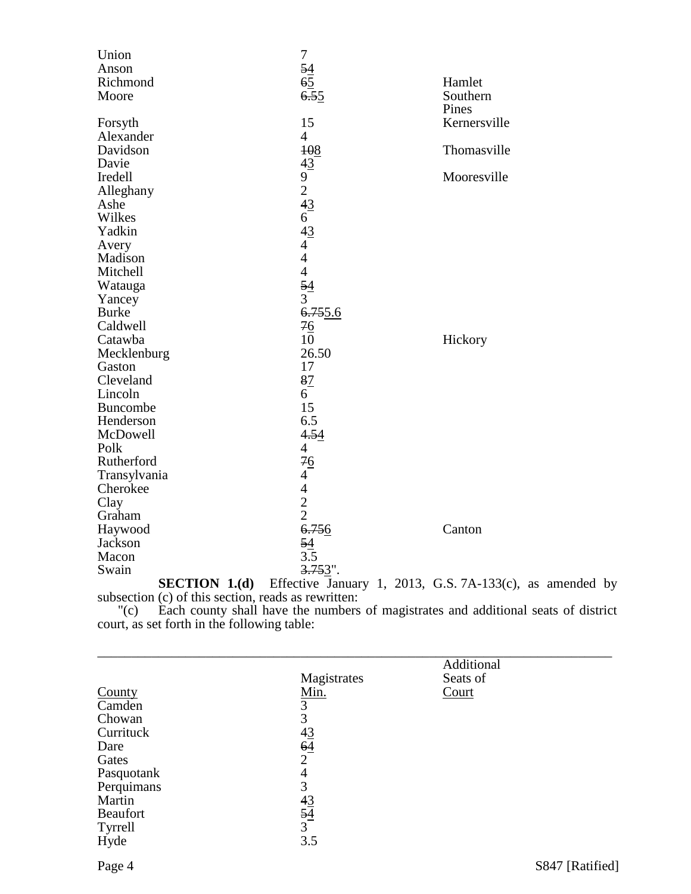| | | |
|---|---|---|
| Union | 7 | |
| Anson | ~~5~~4 | |
| Richmond | ~~6~~5 | Hamlet |
| Moore | ~~6.5~~5 | Southern Pines |
| Forsyth | 15 | Kernersville |
| Alexander | 4 | |
| Davidson | ~~10~~8 | Thomasville |
| Davie | ~~4~~3 | |
| Iredell | 9 | Mooresville |
| Alleghany | 2 | |
| Ashe | ~~4~~3 | |
| Wilkes | 6 | |
| Yadkin | ~~4~~3 | |
| Avery | 4 | |
| Madison | 4 | |
| Mitchell | 4 | |
| Watauga | ~~5~~4 | |
| Yancey | 3 | |
| Burke | ~~6.75~~5.6 | |
| Caldwell | ~~7~~6 | |
| Catawba | 10 | Hickory |
| Mecklenburg | 26.50 | |
| Gaston | 17 | |
| Cleveland | ~~8~~7 | |
| Lincoln | 6 | |
| Buncombe | 15 | |
| Henderson | 6.5 | |
| McDowell | ~~4.5~~4 | |
| Polk | 4 | |
| Rutherford | ~~7~~6 | |
| Transylvania | 4 | |
| Cherokee | 4 | |
| Clay | 2 | |
| Graham | 2 | |
| Haywood | ~~6.75~~6 | Canton |
| Jackson | ~~5~~4 | |
| Macon | 3.5 | |
| Swain | ~~3.75~~3". | |

**SECTION 1.(d)** Effective January 1, 2013, G.S. 7A-133(c), as amended by subsection (c) of this section, reads as rewritten:

"(c) Each county shall have the numbers of magistrates and additional seats of district court, as set forth in the following table:

| County | Magistrates Min. | Additional Seats of Court |
|---|---|---|
| Camden | 3 | |
| Chowan | 3 | |
| Currituck | ~~4~~3 | |
| Dare | ~~6~~4 | |
| Gates | 2 | |
| Pasquotank | 4 | |
| Perquimans | 3 | |
| Martin | ~~4~~3 | |
| Beaufort | ~~5~~4 | |
| Tyrrell | 3 | |
| Hyde | 3.5 | |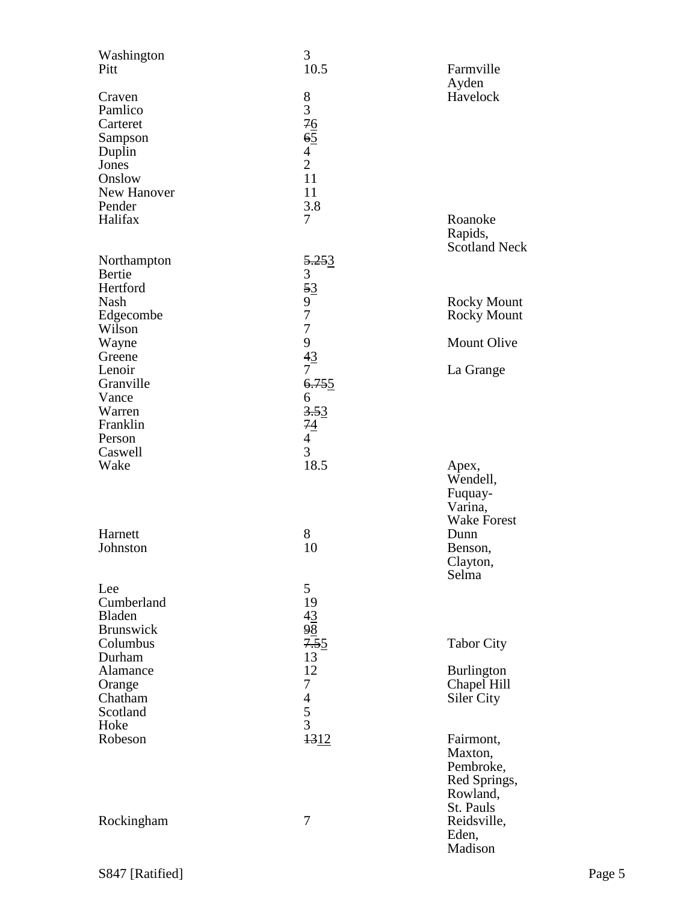| | | |
|---|---|---|
| Washington | 3 | |
| Pitt | 10.5 | Farmville<br>Ayden |
| Craven | 8 | Havelock |
| Pamlico | 3 | |
| Carteret | ~~7~~<u>6</u> | |
| Sampson | ~~6~~<u>5</u> | |
| Duplin | 4 | |
| Jones | 2 | |
| Onslow | 11 | |
| New Hanover | 11 | |
| Pender | 3.8 | |
| Halifax | 7 | Roanoke<br>Rapids,<br>Scotland Neck |
| Northampton | ~~5.25~~<u>3</u> | |
| Bertie | 3 | |
| Hertford | ~~5~~<u>3</u> | |
| Nash | 9 | Rocky Mount |
| Edgecombe | 7 | Rocky Mount |
| Wilson | 7 | |
| Wayne | 9 | Mount Olive |
| Greene | ~~4~~<u>3</u> | |
| Lenoir | 7 | La Grange |
| Granville | ~~6.75~~<u>5</u> | |
| Vance | 6 | |
| Warren | ~~3.5~~<u>3</u> | |
| Franklin | ~~7~~<u>4</u> | |
| Person | 4 | |
| Caswell | 3 | |
| Wake | 18.5 | Apex,<br>Wendell,<br>Fuquay-<br>Varina,<br>Wake Forest |
| Harnett | 8 | Dunn |
| Johnston | 10 | Benson,<br>Clayton,<br>Selma |
| Lee | 5 | |
| Cumberland | 19 | |
| Bladen | ~~4~~<u>3</u> | |
| Brunswick | ~~9~~<u>8</u> | |
| Columbus | ~~7.5~~<u>5</u> | Tabor City |
| Durham | 13 | |
| Alamance | 12 | Burlington |
| Orange | 7 | Chapel Hill |
| Chatham | 4 | Siler City |
| Scotland | 5 | |
| Hoke | 3 | |
| Robeson | ~~13~~<u>12</u> | Fairmont,<br>Maxton,<br>Pembroke,<br>Red Springs,<br>Rowland,<br>St. Pauls |
| Rockingham | 7 | Reidsville,<br>Eden,<br>Madison |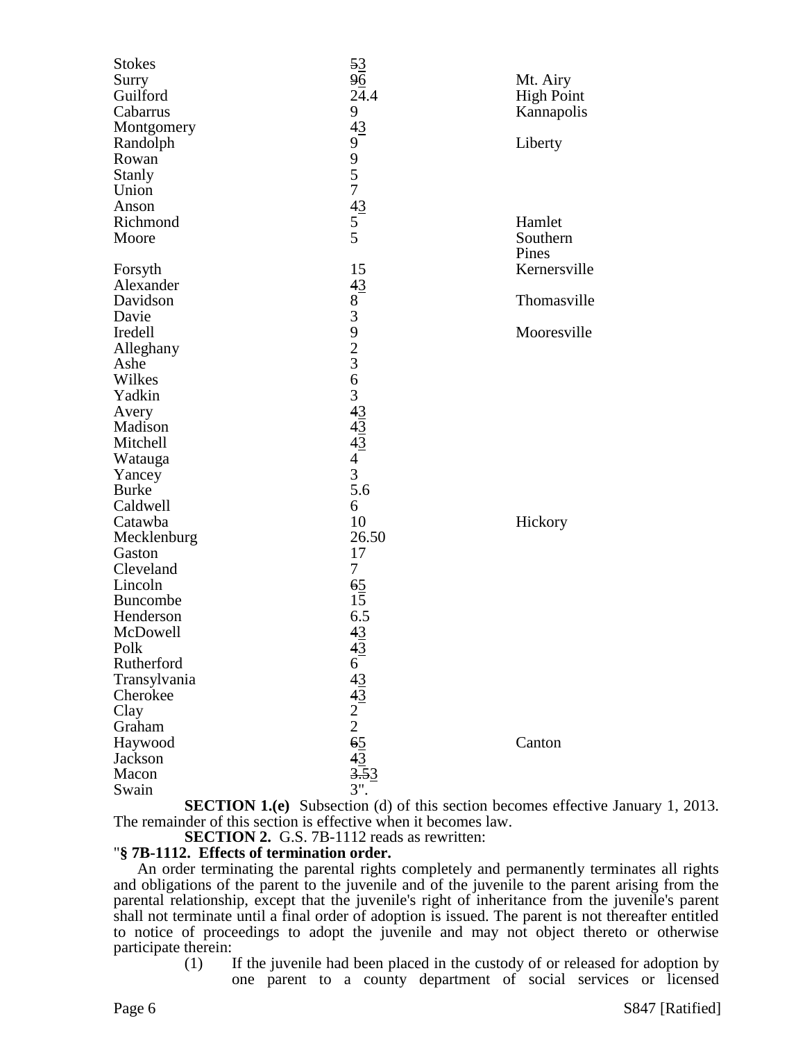| | | |
|---|---|---|
| Stokes | ~~5~~<u>3</u> | |
| Surry | ~~9~~<u>6</u> | Mt. Airy |
| Guilford | 24.4 | High Point |
| Cabarrus | 9 | Kannapolis |
| Montgomery | ~~4~~<u>3</u> | |
| Randolph | 9 | Liberty |
| Rowan | 9 | |
| Stanly | 5 | |
| Union | 7 | |
| Anson | ~~4~~<u>3</u> | |
| Richmond | 5 | Hamlet |
| Moore | 5 | Southern Pines |
| Forsyth | 15 | Kernersville |
| Alexander | ~~4~~<u>3</u> | |
| Davidson | 8 | Thomasville |
| Davie | 3 | |
| Iredell | 9 | Mooresville |
| Alleghany | 2 | |
| Ashe | 3 | |
| Wilkes | 6 | |
| Yadkin | 3 | |
| Avery | ~~4~~<u>3</u> | |
| Madison | ~~4~~<u>3</u> | |
| Mitchell | ~~4~~<u>3</u> | |
| Watauga | 4 | |
| Yancey | 3 | |
| Burke | 5.6 | |
| Caldwell | 6 | |
| Catawba | 10 | Hickory |
| Mecklenburg | 26.50 | |
| Gaston | 17 | |
| Cleveland | 7 | |
| Lincoln | ~~6~~<u>5</u> | |
| Buncombe | 15 | |
| Henderson | 6.5 | |
| McDowell | ~~4~~<u>3</u> | |
| Polk | ~~4~~<u>3</u> | |
| Rutherford | 6 | |
| Transylvania | ~~4~~<u>3</u> | |
| Cherokee | ~~4~~<u>3</u> | |
| Clay | 2 | |
| Graham | 2 | |
| Haywood | ~~6~~<u>5</u> | Canton |
| Jackson | ~~4~~<u>3</u> | |
| Macon | ~~3.5~~<u>3</u> | |
| Swain | 3". | |

**SECTION 1.(e)** Subsection (d) of this section becomes effective January 1, 2013. The remainder of this section is effective when it becomes law.

**SECTION 2.** G.S. 7B-1112 reads as rewritten:

"**§ 7B-1112. Effects of termination order.**

An order terminating the parental rights completely and permanently terminates all rights and obligations of the parent to the juvenile and of the juvenile to the parent arising from the parental relationship, except that the juvenile's right of inheritance from the juvenile's parent shall not terminate until a final order of adoption is issued. The parent is not thereafter entitled to notice of proceedings to adopt the juvenile and may not object thereto or otherwise participate therein:

(1) If the juvenile had been placed in the custody of or released for adoption by one parent to a county department of social services or licensed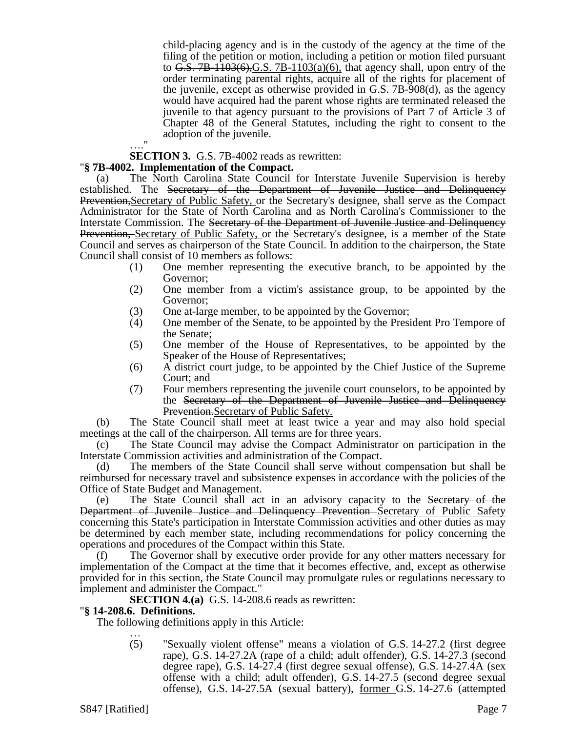child-placing agency and is in the custody of the agency at the time of the filing of the petition or motion, including a petition or motion filed pursuant to ~~G.S. 7B-1103(6),~~<u>G.S. 7B-1103(a)(6),</u> that agency shall, upon entry of the order terminating parental rights, acquire all of the rights for placement of the juvenile, except as otherwise provided in G.S. 7B-908(d), as the agency would have acquired had the parent whose rights are terminated released the juvenile to that agency pursuant to the provisions of Part 7 of Article 3 of Chapter 48 of the General Statutes, including the right to consent to the adoption of the juvenile.

…."

**SECTION 3.** G.S. 7B-4002 reads as rewritten:

"**§ 7B-4002. Implementation of the Compact.**

(a) The North Carolina State Council for Interstate Juvenile Supervision is hereby established. The ~~Secretary of the Department of Juvenile Justice and Delinquency Prevention,~~<u>Secretary of Public Safety,</u> or the Secretary's designee, shall serve as the Compact Administrator for the State of North Carolina and as North Carolina's Commissioner to the Interstate Commission. The ~~Secretary of the Department of Juvenile Justice and Delinquency Prevention,~~ <u>Secretary of Public Safety,</u> or the Secretary's designee, is a member of the State Council and serves as chairperson of the State Council. In addition to the chairperson, the State Council shall consist of 10 members as follows:

(1) One member representing the executive branch, to be appointed by the Governor;

(2) One member from a victim's assistance group, to be appointed by the Governor;

(3) One at-large member, to be appointed by the Governor;

(4) One member of the Senate, to be appointed by the President Pro Tempore of the Senate;

(5) One member of the House of Representatives, to be appointed by the Speaker of the House of Representatives;

(6) A district court judge, to be appointed by the Chief Justice of the Supreme Court; and

(7) Four members representing the juvenile court counselors, to be appointed by the ~~Secretary of the Department of Juvenile Justice and Delinquency Prevention.~~<u>Secretary of Public Safety.</u>

(b) The State Council shall meet at least twice a year and may also hold special meetings at the call of the chairperson. All terms are for three years.

(c) The State Council may advise the Compact Administrator on participation in the Interstate Commission activities and administration of the Compact.

(d) The members of the State Council shall serve without compensation but shall be reimbursed for necessary travel and subsistence expenses in accordance with the policies of the Office of State Budget and Management.

(e) The State Council shall act in an advisory capacity to the ~~Secretary of the Department of Juvenile Justice and Delinquency Prevention~~ <u>Secretary of Public Safety</u> concerning this State's participation in Interstate Commission activities and other duties as may be determined by each member state, including recommendations for policy concerning the operations and procedures of the Compact within this State.

(f) The Governor shall by executive order provide for any other matters necessary for implementation of the Compact at the time that it becomes effective, and, except as otherwise provided for in this section, the State Council may promulgate rules or regulations necessary to implement and administer the Compact."

**SECTION 4.(a)** G.S. 14-208.6 reads as rewritten:

"**§ 14-208.6. Definitions.**

The following definitions apply in this Article:

…

(5) "Sexually violent offense" means a violation of G.S. 14-27.2 (first degree rape), G.S. 14-27.2A (rape of a child; adult offender), G.S. 14-27.3 (second degree rape), G.S. 14-27.4 (first degree sexual offense), G.S. 14-27.4A (sex offense with a child; adult offender), G.S. 14-27.5 (second degree sexual offense), G.S. 14-27.5A (sexual battery), <u>former</u> G.S. 14-27.6 (attempted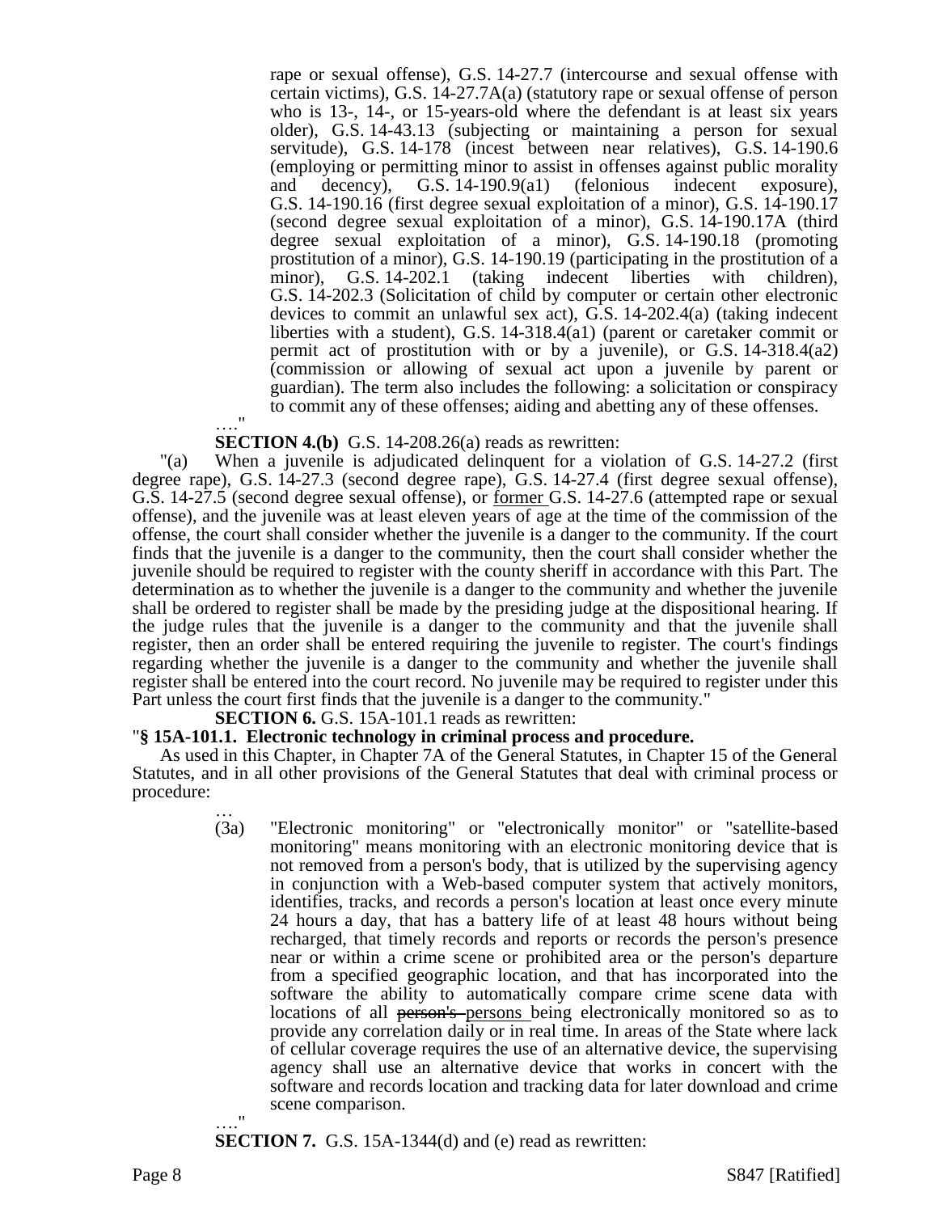rape or sexual offense), G.S. 14-27.7 (intercourse and sexual offense with certain victims), G.S. 14-27.7A(a) (statutory rape or sexual offense of person who is 13-, 14-, or 15-years-old where the defendant is at least six years older), G.S. 14-43.13 (subjecting or maintaining a person for sexual servitude), G.S. 14-178 (incest between near relatives), G.S. 14-190.6 (employing or permitting minor to assist in offenses against public morality and decency), G.S. 14-190.9(a1) (felonious indecent exposure), G.S. 14-190.16 (first degree sexual exploitation of a minor), G.S. 14-190.17 (second degree sexual exploitation of a minor), G.S. 14-190.17A (third degree sexual exploitation of a minor), G.S. 14-190.18 (promoting prostitution of a minor), G.S. 14-190.19 (participating in the prostitution of a minor), G.S. 14-202.1 (taking indecent liberties with children), G.S. 14-202.3 (Solicitation of child by computer or certain other electronic devices to commit an unlawful sex act), G.S. 14-202.4(a) (taking indecent liberties with a student), G.S. 14-318.4(a1) (parent or caretaker commit or permit act of prostitution with or by a juvenile), or G.S. 14-318.4(a2) (commission or allowing of sexual act upon a juvenile by parent or guardian). The term also includes the following: a solicitation or conspiracy to commit any of these offenses; aiding and abetting any of these offenses.

…."

**SECTION 4.(b)** G.S. 14-208.26(a) reads as rewritten:

"(a) When a juvenile is adjudicated delinquent for a violation of G.S. 14-27.2 (first degree rape), G.S. 14-27.3 (second degree rape), G.S. 14-27.4 (first degree sexual offense), G.S. 14-27.5 (second degree sexual offense), or former G.S. 14-27.6 (attempted rape or sexual offense), and the juvenile was at least eleven years of age at the time of the commission of the offense, the court shall consider whether the juvenile is a danger to the community. If the court finds that the juvenile is a danger to the community, then the court shall consider whether the juvenile should be required to register with the county sheriff in accordance with this Part. The determination as to whether the juvenile is a danger to the community and whether the juvenile shall be ordered to register shall be made by the presiding judge at the dispositional hearing. If the judge rules that the juvenile is a danger to the community and that the juvenile shall register, then an order shall be entered requiring the juvenile to register. The court's findings regarding whether the juvenile is a danger to the community and whether the juvenile shall register shall be entered into the court record. No juvenile may be required to register under this Part unless the court first finds that the juvenile is a danger to the community."

**SECTION 6.** G.S. 15A-101.1 reads as rewritten:

"**§ 15A-101.1. Electronic technology in criminal process and procedure.**

As used in this Chapter, in Chapter 7A of the General Statutes, in Chapter 15 of the General Statutes, and in all other provisions of the General Statutes that deal with criminal process or procedure:

…

(3a) "Electronic monitoring" or "electronically monitor" or "satellite-based monitoring" means monitoring with an electronic monitoring device that is not removed from a person's body, that is utilized by the supervising agency in conjunction with a Web-based computer system that actively monitors, identifies, tracks, and records a person's location at least once every minute 24 hours a day, that has a battery life of at least 48 hours without being recharged, that timely records and reports or records the person's presence near or within a crime scene or prohibited area or the person's departure from a specified geographic location, and that has incorporated into the software the ability to automatically compare crime scene data with locations of all ~~person's~~ persons being electronically monitored so as to provide any correlation daily or in real time. In areas of the State where lack of cellular coverage requires the use of an alternative device, the supervising agency shall use an alternative device that works in concert with the software and records location and tracking data for later download and crime scene comparison.

…."

**SECTION 7.** G.S. 15A-1344(d) and (e) read as rewritten: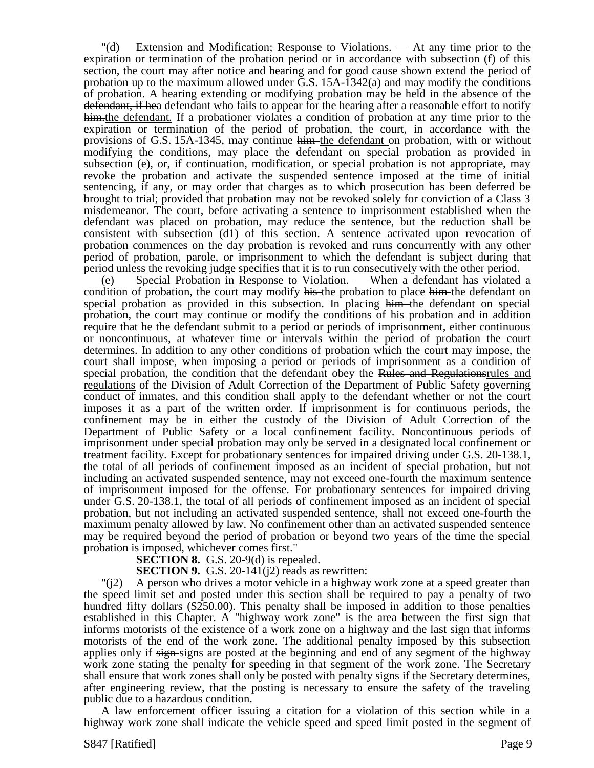"(d) Extension and Modification; Response to Violations. — At any time prior to the expiration or termination of the probation period or in accordance with subsection (f) of this section, the court may after notice and hearing and for good cause shown extend the period of probation up to the maximum allowed under G.S. 15A-1342(a) and may modify the conditions of probation. A hearing extending or modifying probation may be held in the absence of ~~the defendant, if he~~a defendant who fails to appear for the hearing after a reasonable effort to notify ~~him.~~the defendant. If a probationer violates a condition of probation at any time prior to the expiration or termination of the period of probation, the court, in accordance with the provisions of G.S. 15A-1345, may continue ~~him~~ the defendant on probation, with or without modifying the conditions, may place the defendant on special probation as provided in subsection (e), or, if continuation, modification, or special probation is not appropriate, may revoke the probation and activate the suspended sentence imposed at the time of initial sentencing, if any, or may order that charges as to which prosecution has been deferred be brought to trial; provided that probation may not be revoked solely for conviction of a Class 3 misdemeanor. The court, before activating a sentence to imprisonment established when the defendant was placed on probation, may reduce the sentence, but the reduction shall be consistent with subsection (d1) of this section. A sentence activated upon revocation of probation commences on the day probation is revoked and runs concurrently with any other period of probation, parole, or imprisonment to which the defendant is subject during that period unless the revoking judge specifies that it is to run consecutively with the other period.

(e) Special Probation in Response to Violation. — When a defendant has violated a condition of probation, the court may modify ~~his~~ the probation to place ~~him~~ the defendant on special probation as provided in this subsection. In placing ~~him~~ the defendant on special probation, the court may continue or modify the conditions of ~~his~~ probation and in addition require that ~~he~~ the defendant submit to a period or periods of imprisonment, either continuous or noncontinuous, at whatever time or intervals within the period of probation the court determines. In addition to any other conditions of probation which the court may impose, the court shall impose, when imposing a period or periods of imprisonment as a condition of special probation, the condition that the defendant obey the ~~Rules and Regulations~~rules and regulations of the Division of Adult Correction of the Department of Public Safety governing conduct of inmates, and this condition shall apply to the defendant whether or not the court imposes it as a part of the written order. If imprisonment is for continuous periods, the confinement may be in either the custody of the Division of Adult Correction of the Department of Public Safety or a local confinement facility. Noncontinuous periods of imprisonment under special probation may only be served in a designated local confinement or treatment facility. Except for probationary sentences for impaired driving under G.S. 20-138.1, the total of all periods of confinement imposed as an incident of special probation, but not including an activated suspended sentence, may not exceed one-fourth the maximum sentence of imprisonment imposed for the offense. For probationary sentences for impaired driving under G.S. 20-138.1, the total of all periods of confinement imposed as an incident of special probation, but not including an activated suspended sentence, shall not exceed one-fourth the maximum penalty allowed by law. No confinement other than an activated suspended sentence may be required beyond the period of probation or beyond two years of the time the special probation is imposed, whichever comes first."

**SECTION 8.** G.S. 20-9(d) is repealed.

**SECTION 9.** G.S. 20-141(j2) reads as rewritten:

"(j2) A person who drives a motor vehicle in a highway work zone at a speed greater than the speed limit set and posted under this section shall be required to pay a penalty of two hundred fifty dollars ($250.00). This penalty shall be imposed in addition to those penalties established in this Chapter. A "highway work zone" is the area between the first sign that informs motorists of the existence of a work zone on a highway and the last sign that informs motorists of the end of the work zone. The additional penalty imposed by this subsection applies only if ~~sign~~ signs are posted at the beginning and end of any segment of the highway work zone stating the penalty for speeding in that segment of the work zone. The Secretary shall ensure that work zones shall only be posted with penalty signs if the Secretary determines, after engineering review, that the posting is necessary to ensure the safety of the traveling public due to a hazardous condition.

A law enforcement officer issuing a citation for a violation of this section while in a highway work zone shall indicate the vehicle speed and speed limit posted in the segment of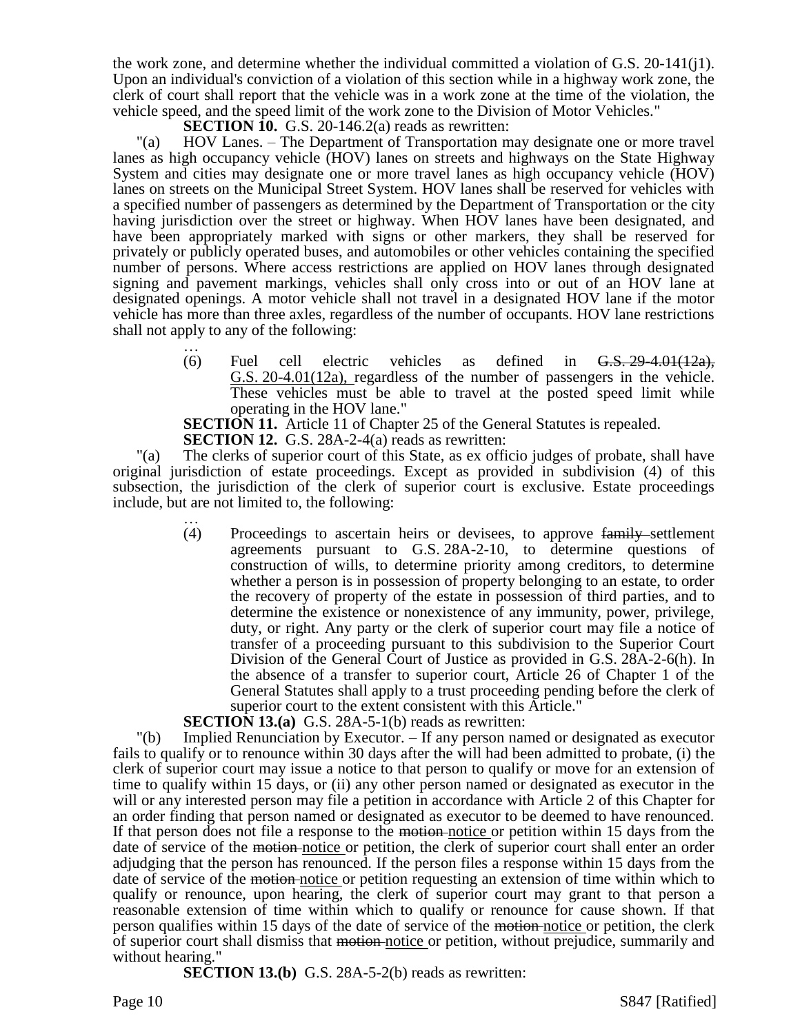the work zone, and determine whether the individual committed a violation of G.S. 20-141(j1). Upon an individual's conviction of a violation of this section while in a highway work zone, the clerk of court shall report that the vehicle was in a work zone at the time of the violation, the vehicle speed, and the speed limit of the work zone to the Division of Motor Vehicles."

**SECTION 10.** G.S. 20-146.2(a) reads as rewritten:

"(a) HOV Lanes. – The Department of Transportation may designate one or more travel lanes as high occupancy vehicle (HOV) lanes on streets and highways on the State Highway System and cities may designate one or more travel lanes as high occupancy vehicle (HOV) lanes on streets on the Municipal Street System. HOV lanes shall be reserved for vehicles with a specified number of passengers as determined by the Department of Transportation or the city having jurisdiction over the street or highway. When HOV lanes have been designated, and have been appropriately marked with signs or other markers, they shall be reserved for privately or publicly operated buses, and automobiles or other vehicles containing the specified number of persons. Where access restrictions are applied on HOV lanes through designated signing and pavement markings, vehicles shall only cross into or out of an HOV lane at designated openings. A motor vehicle shall not travel in a designated HOV lane if the motor vehicle has more than three axles, regardless of the number of occupants. HOV lane restrictions shall not apply to any of the following:

…

(6) Fuel cell electric vehicles as defined in ~~G.S. 29-4.01(12a),~~ <u>G.S. 20-4.01(12a),</u> regardless of the number of passengers in the vehicle. These vehicles must be able to travel at the posted speed limit while operating in the HOV lane."

**SECTION 11.** Article 11 of Chapter 25 of the General Statutes is repealed.

**SECTION 12.** G.S. 28A-2-4(a) reads as rewritten:

"(a) The clerks of superior court of this State, as ex officio judges of probate, shall have original jurisdiction of estate proceedings. Except as provided in subdivision (4) of this subsection, the jurisdiction of the clerk of superior court is exclusive. Estate proceedings include, but are not limited to, the following:

…

(4) Proceedings to ascertain heirs or devisees, to approve ~~family~~ settlement agreements pursuant to G.S. 28A-2-10, to determine questions of construction of wills, to determine priority among creditors, to determine whether a person is in possession of property belonging to an estate, to order the recovery of property of the estate in possession of third parties, and to determine the existence or nonexistence of any immunity, power, privilege, duty, or right. Any party or the clerk of superior court may file a notice of transfer of a proceeding pursuant to this subdivision to the Superior Court Division of the General Court of Justice as provided in G.S. 28A-2-6(h). In the absence of a transfer to superior court, Article 26 of Chapter 1 of the General Statutes shall apply to a trust proceeding pending before the clerk of superior court to the extent consistent with this Article."

**SECTION 13.(a)** G.S. 28A-5-1(b) reads as rewritten:

"(b) Implied Renunciation by Executor. – If any person named or designated as executor fails to qualify or to renounce within 30 days after the will had been admitted to probate, (i) the clerk of superior court may issue a notice to that person to qualify or move for an extension of time to qualify within 15 days, or (ii) any other person named or designated as executor in the will or any interested person may file a petition in accordance with Article 2 of this Chapter for an order finding that person named or designated as executor to be deemed to have renounced. If that person does not file a response to the ~~motion~~ <u>notice</u> or petition within 15 days from the date of service of the ~~motion~~ <u>notice</u> or petition, the clerk of superior court shall enter an order adjudging that the person has renounced. If the person files a response within 15 days from the date of service of the ~~motion~~ <u>notice</u> or petition requesting an extension of time within which to qualify or renounce, upon hearing, the clerk of superior court may grant to that person a reasonable extension of time within which to qualify or renounce for cause shown. If that person qualifies within 15 days of the date of service of the ~~motion~~ <u>notice</u> or petition, the clerk of superior court shall dismiss that ~~motion~~ <u>notice</u> or petition, without prejudice, summarily and without hearing."

**SECTION 13.(b)** G.S. 28A-5-2(b) reads as rewritten: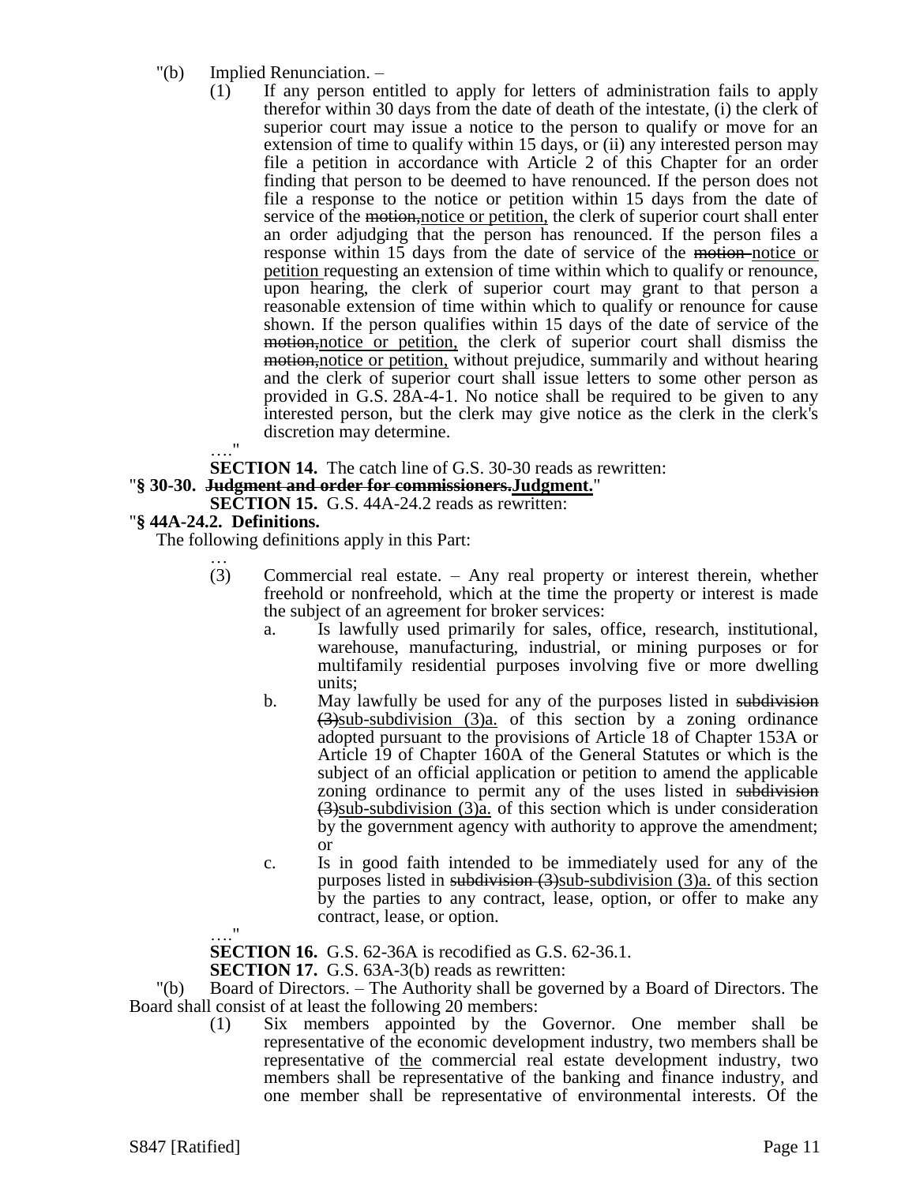"(b) Implied Renunciation. –

(1) If any person entitled to apply for letters of administration fails to apply therefor within 30 days from the date of death of the intestate, (i) the clerk of superior court may issue a notice to the person to qualify or move for an extension of time to qualify within 15 days, or (ii) any interested person may file a petition in accordance with Article 2 of this Chapter for an order finding that person to be deemed to have renounced. If the person does not file a response to the notice or petition within 15 days from the date of service of the ~~motion,~~notice or petition, the clerk of superior court shall enter an order adjudging that the person has renounced. If the person files a response within 15 days from the date of service of the ~~motion~~ notice or petition requesting an extension of time within which to qualify or renounce, upon hearing, the clerk of superior court may grant to that person a reasonable extension of time within which to qualify or renounce for cause shown. If the person qualifies within 15 days of the date of service of the ~~motion,~~notice or petition, the clerk of superior court shall dismiss the ~~motion,~~notice or petition, without prejudice, summarily and without hearing and the clerk of superior court shall issue letters to some other person as provided in G.S. 28A-4-1. No notice shall be required to be given to any interested person, but the clerk may give notice as the clerk in the clerk's discretion may determine.

…."

**SECTION 14.** The catch line of G.S. 30-30 reads as rewritten:

"**§ 30-30. ~~Judgment and order for commissioners.~~Judgment.**"

**SECTION 15.** G.S. 44A-24.2 reads as rewritten:

"**§ 44A-24.2. Definitions.**

The following definitions apply in this Part:

…

(3) Commercial real estate. – Any real property or interest therein, whether freehold or nonfreehold, which at the time the property or interest is made the subject of an agreement for broker services:

a. Is lawfully used primarily for sales, office, research, institutional, warehouse, manufacturing, industrial, or mining purposes or for multifamily residential purposes involving five or more dwelling units;

b. May lawfully be used for any of the purposes listed in ~~subdivision (3)~~sub-subdivision (3)a. of this section by a zoning ordinance adopted pursuant to the provisions of Article 18 of Chapter 153A or Article 19 of Chapter 160A of the General Statutes or which is the subject of an official application or petition to amend the applicable zoning ordinance to permit any of the uses listed in ~~subdivision (3)~~sub-subdivision (3)a. of this section which is under consideration by the government agency with authority to approve the amendment; or

c. Is in good faith intended to be immediately used for any of the purposes listed in ~~subdivision (3)~~sub-subdivision (3)a. of this section by the parties to any contract, lease, option, or offer to make any contract, lease, or option.

…."

**SECTION 16.** G.S. 62-36A is recodified as G.S. 62-36.1.

**SECTION 17.** G.S. 63A-3(b) reads as rewritten:

"(b) Board of Directors. – The Authority shall be governed by a Board of Directors. The Board shall consist of at least the following 20 members:

(1) Six members appointed by the Governor. One member shall be representative of the economic development industry, two members shall be representative of the commercial real estate development industry, two members shall be representative of the banking and finance industry, and one member shall be representative of environmental interests. Of the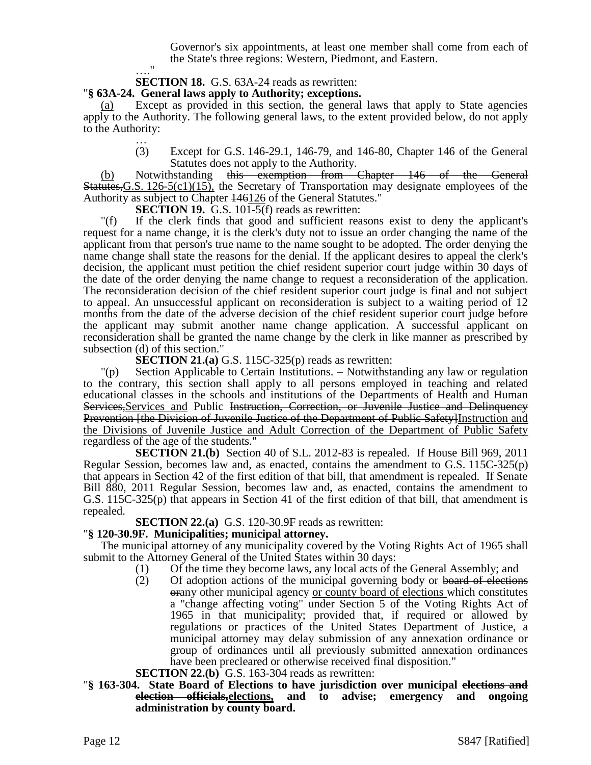Governor's six appointments, at least one member shall come from each of the State's three regions: Western, Piedmont, and Eastern.

…."

**SECTION 18.** G.S. 63A-24 reads as rewritten:

"**§ 63A-24. General laws apply to Authority; exceptions.**

(a) Except as provided in this section, the general laws that apply to State agencies apply to the Authority. The following general laws, to the extent provided below, do not apply to the Authority:

…

(3) Except for G.S. 146-29.1, 146-79, and 146-80, Chapter 146 of the General Statutes does not apply to the Authority.

(b) Notwithstanding ~~this exemption from Chapter 146 of the General Statutes,~~G.S. 126-5(c1)(15), the Secretary of Transportation may designate employees of the Authority as subject to Chapter ~~146~~126 of the General Statutes."

**SECTION 19.** G.S. 101-5(f) reads as rewritten:

"(f) If the clerk finds that good and sufficient reasons exist to deny the applicant's request for a name change, it is the clerk's duty not to issue an order changing the name of the applicant from that person's true name to the name sought to be adopted. The order denying the name change shall state the reasons for the denial. If the applicant desires to appeal the clerk's decision, the applicant must petition the chief resident superior court judge within 30 days of the date of the order denying the name change to request a reconsideration of the application. The reconsideration decision of the chief resident superior court judge is final and not subject to appeal. An unsuccessful applicant on reconsideration is subject to a waiting period of 12 months from the date of the adverse decision of the chief resident superior court judge before the applicant may submit another name change application. A successful applicant on reconsideration shall be granted the name change by the clerk in like manner as prescribed by subsection (d) of this section."

**SECTION 21.(a)** G.S. 115C-325(p) reads as rewritten:

"(p) Section Applicable to Certain Institutions. – Notwithstanding any law or regulation to the contrary, this section shall apply to all persons employed in teaching and related educational classes in the schools and institutions of the Departments of Health and Human ~~Services,~~Services and Public ~~Instruction, Correction, or Juvenile Justice and Delinquency Prevention [the Division of Juvenile Justice of the Department of Public Safety]~~Instruction and the Divisions of Juvenile Justice and Adult Correction of the Department of Public Safety regardless of the age of the students."

**SECTION 21.(b)** Section 40 of S.L. 2012-83 is repealed. If House Bill 969, 2011 Regular Session, becomes law and, as enacted, contains the amendment to G.S. 115C-325(p) that appears in Section 42 of the first edition of that bill, that amendment is repealed. If Senate Bill 880, 2011 Regular Session, becomes law and, as enacted, contains the amendment to G.S. 115C-325(p) that appears in Section 41 of the first edition of that bill, that amendment is repealed.

**SECTION 22.(a)** G.S. 120-30.9F reads as rewritten:

"**§ 120-30.9F. Municipalities; municipal attorney.**

The municipal attorney of any municipality covered by the Voting Rights Act of 1965 shall submit to the Attorney General of the United States within 30 days:

(1) Of the time they become laws, any local acts of the General Assembly; and

(2) Of adoption actions of the municipal governing body or ~~board of elections or~~any other municipal agency or county board of elections which constitutes a "change affecting voting" under Section 5 of the Voting Rights Act of 1965 in that municipality; provided that, if required or allowed by regulations or practices of the United States Department of Justice, a municipal attorney may delay submission of any annexation ordinance or group of ordinances until all previously submitted annexation ordinances have been precleared or otherwise received final disposition."

**SECTION 22.(b)** G.S. 163-304 reads as rewritten:

"**§ 163-304. State Board of Elections to have jurisdiction over municipal ~~elections and election officials,~~elections, and to advise; emergency and ongoing administration by county board.**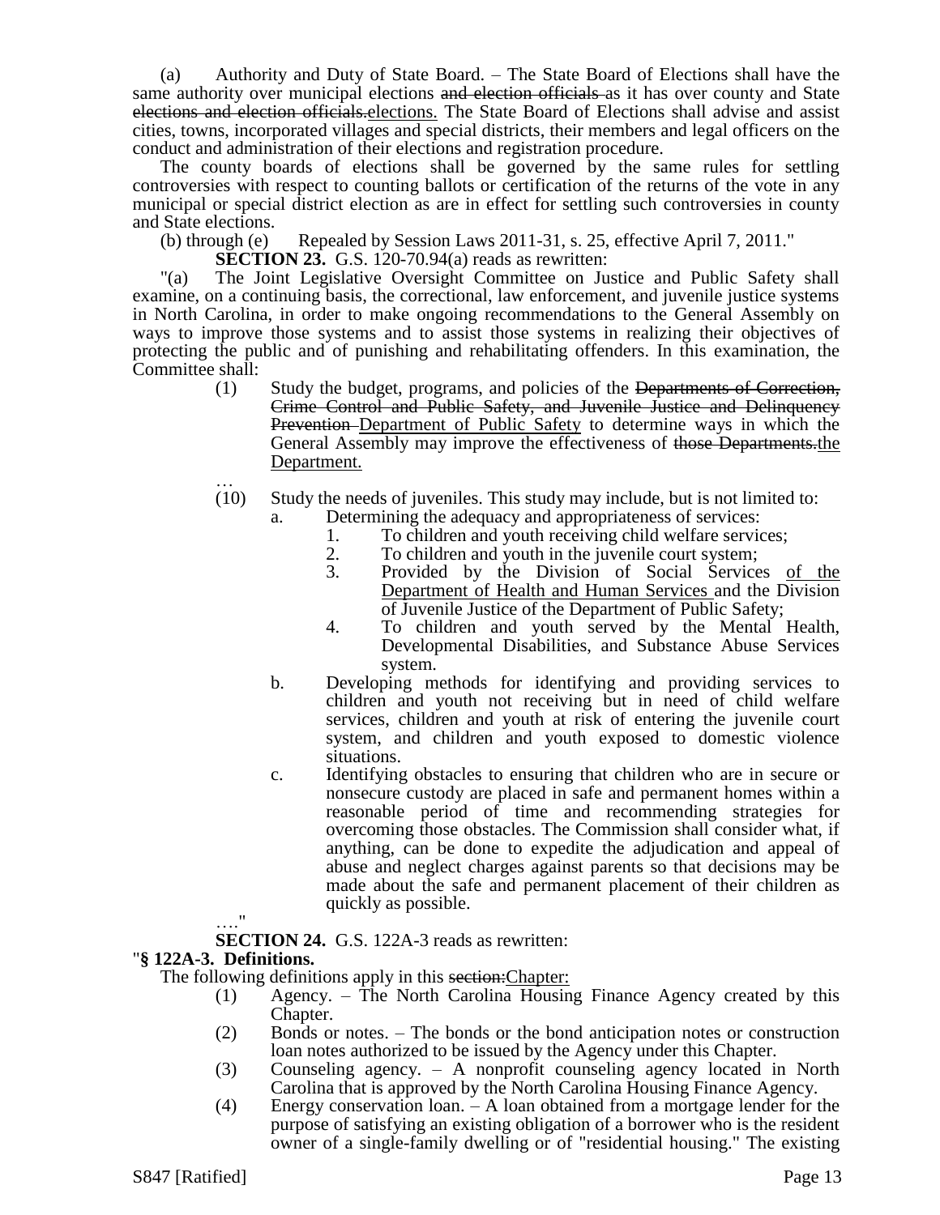(a) Authority and Duty of State Board. – The State Board of Elections shall have the same authority over municipal elections ~~and election officials~~ as it has over county and State ~~elections and election officials.~~elections. The State Board of Elections shall advise and assist cities, towns, incorporated villages and special districts, their members and legal officers on the conduct and administration of their elections and registration procedure.

The county boards of elections shall be governed by the same rules for settling controversies with respect to counting ballots or certification of the returns of the vote in any municipal or special district election as are in effect for settling such controversies in county and State elections.

(b) through (e) Repealed by Session Laws 2011-31, s. 25, effective April 7, 2011."

**SECTION 23.** G.S. 120-70.94(a) reads as rewritten:

"(a) The Joint Legislative Oversight Committee on Justice and Public Safety shall examine, on a continuing basis, the correctional, law enforcement, and juvenile justice systems in North Carolina, in order to make ongoing recommendations to the General Assembly on ways to improve those systems and to assist those systems in realizing their objectives of protecting the public and of punishing and rehabilitating offenders. In this examination, the Committee shall:

(1) Study the budget, programs, and policies of the ~~Departments of Correction, Crime Control and Public Safety, and Juvenile Justice and Delinquency Prevention~~ Department of Public Safety to determine ways in which the General Assembly may improve the effectiveness of ~~those Departments.~~the Department.

…

(10) Study the needs of juveniles. This study may include, but is not limited to:

a. Determining the adequacy and appropriateness of services:

1. To children and youth receiving child welfare services;
2. To children and youth in the juvenile court system;
3. Provided by the Division of Social Services of the Department of Health and Human Services and the Division of Juvenile Justice of the Department of Public Safety;
4. To children and youth served by the Mental Health, Developmental Disabilities, and Substance Abuse Services system.

b. Developing methods for identifying and providing services to children and youth not receiving but in need of child welfare services, children and youth at risk of entering the juvenile court system, and children and youth exposed to domestic violence situations.

c. Identifying obstacles to ensuring that children who are in secure or nonsecure custody are placed in safe and permanent homes within a reasonable period of time and recommending strategies for overcoming those obstacles. The Commission shall consider what, if anything, can be done to expedite the adjudication and appeal of abuse and neglect charges against parents so that decisions may be made about the safe and permanent placement of their children as quickly as possible.

…."

**SECTION 24.** G.S. 122A-3 reads as rewritten:

"**§ 122A-3. Definitions.**

The following definitions apply in this ~~section:~~Chapter:

(1) Agency. – The North Carolina Housing Finance Agency created by this Chapter.

(2) Bonds or notes. – The bonds or the bond anticipation notes or construction loan notes authorized to be issued by the Agency under this Chapter.

(3) Counseling agency. – A nonprofit counseling agency located in North Carolina that is approved by the North Carolina Housing Finance Agency.

(4) Energy conservation loan. – A loan obtained from a mortgage lender for the purpose of satisfying an existing obligation of a borrower who is the resident owner of a single-family dwelling or of "residential housing." The existing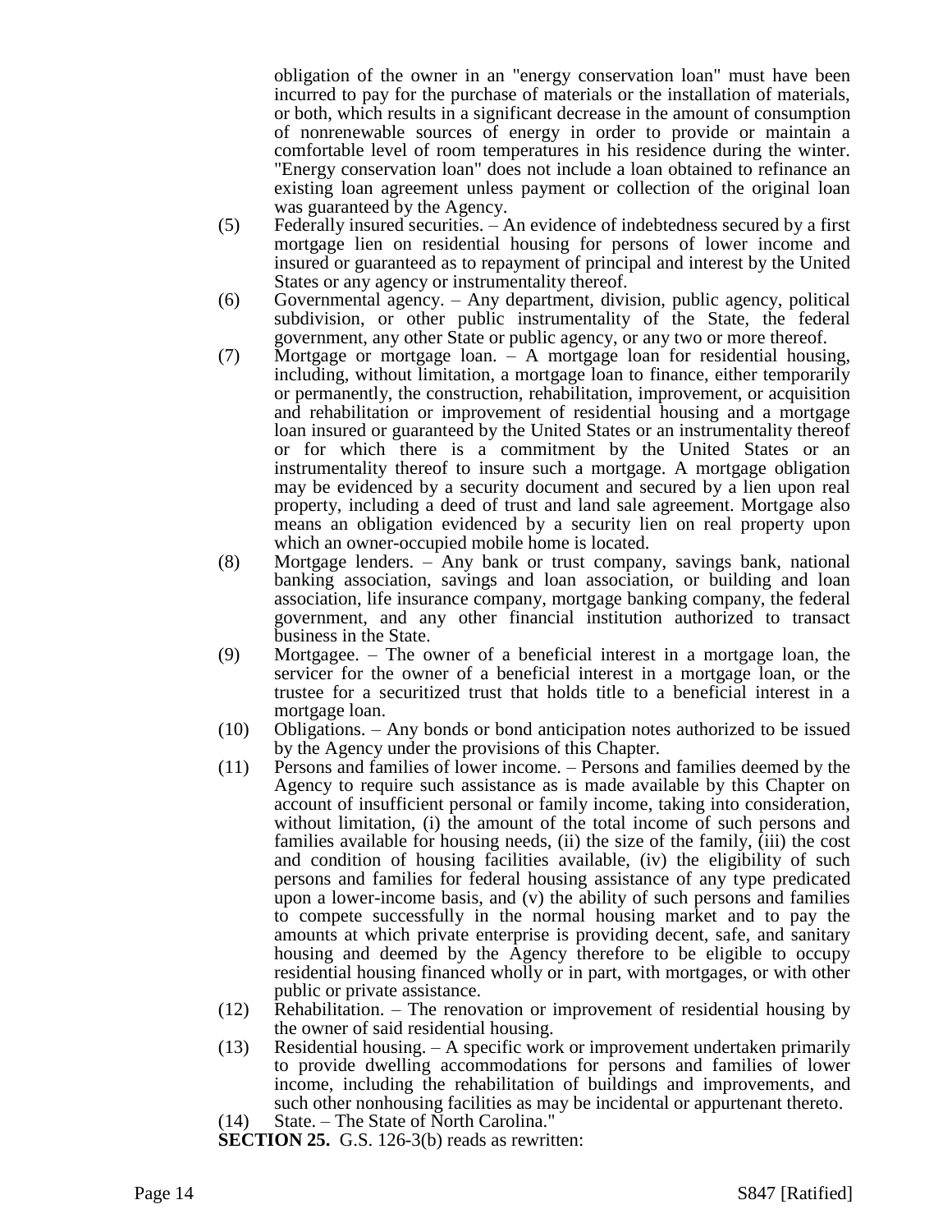obligation of the owner in an "energy conservation loan" must have been incurred to pay for the purchase of materials or the installation of materials, or both, which results in a significant decrease in the amount of consumption of nonrenewable sources of energy in order to provide or maintain a comfortable level of room temperatures in his residence during the winter. "Energy conservation loan" does not include a loan obtained to refinance an existing loan agreement unless payment or collection of the original loan was guaranteed by the Agency.

(5) Federally insured securities. – An evidence of indebtedness secured by a first mortgage lien on residential housing for persons of lower income and insured or guaranteed as to repayment of principal and interest by the United States or any agency or instrumentality thereof.

(6) Governmental agency. – Any department, division, public agency, political subdivision, or other public instrumentality of the State, the federal government, any other State or public agency, or any two or more thereof.

(7) Mortgage or mortgage loan. – A mortgage loan for residential housing, including, without limitation, a mortgage loan to finance, either temporarily or permanently, the construction, rehabilitation, improvement, or acquisition and rehabilitation or improvement of residential housing and a mortgage loan insured or guaranteed by the United States or an instrumentality thereof or for which there is a commitment by the United States or an instrumentality thereof to insure such a mortgage. A mortgage obligation may be evidenced by a security document and secured by a lien upon real property, including a deed of trust and land sale agreement. Mortgage also means an obligation evidenced by a security lien on real property upon which an owner-occupied mobile home is located.

(8) Mortgage lenders. – Any bank or trust company, savings bank, national banking association, savings and loan association, or building and loan association, life insurance company, mortgage banking company, the federal government, and any other financial institution authorized to transact business in the State.

(9) Mortgagee. – The owner of a beneficial interest in a mortgage loan, the servicer for the owner of a beneficial interest in a mortgage loan, or the trustee for a securitized trust that holds title to a beneficial interest in a mortgage loan.

(10) Obligations. – Any bonds or bond anticipation notes authorized to be issued by the Agency under the provisions of this Chapter.

(11) Persons and families of lower income. – Persons and families deemed by the Agency to require such assistance as is made available by this Chapter on account of insufficient personal or family income, taking into consideration, without limitation, (i) the amount of the total income of such persons and families available for housing needs, (ii) the size of the family, (iii) the cost and condition of housing facilities available, (iv) the eligibility of such persons and families for federal housing assistance of any type predicated upon a lower-income basis, and (v) the ability of such persons and families to compete successfully in the normal housing market and to pay the amounts at which private enterprise is providing decent, safe, and sanitary housing and deemed by the Agency therefore to be eligible to occupy residential housing financed wholly or in part, with mortgages, or with other public or private assistance.

(12) Rehabilitation. – The renovation or improvement of residential housing by the owner of said residential housing.

(13) Residential housing. – A specific work or improvement undertaken primarily to provide dwelling accommodations for persons and families of lower income, including the rehabilitation of buildings and improvements, and such other nonhousing facilities as may be incidental or appurtenant thereto.

(14) State. – The State of North Carolina."

**SECTION 25.** G.S. 126-3(b) reads as rewritten: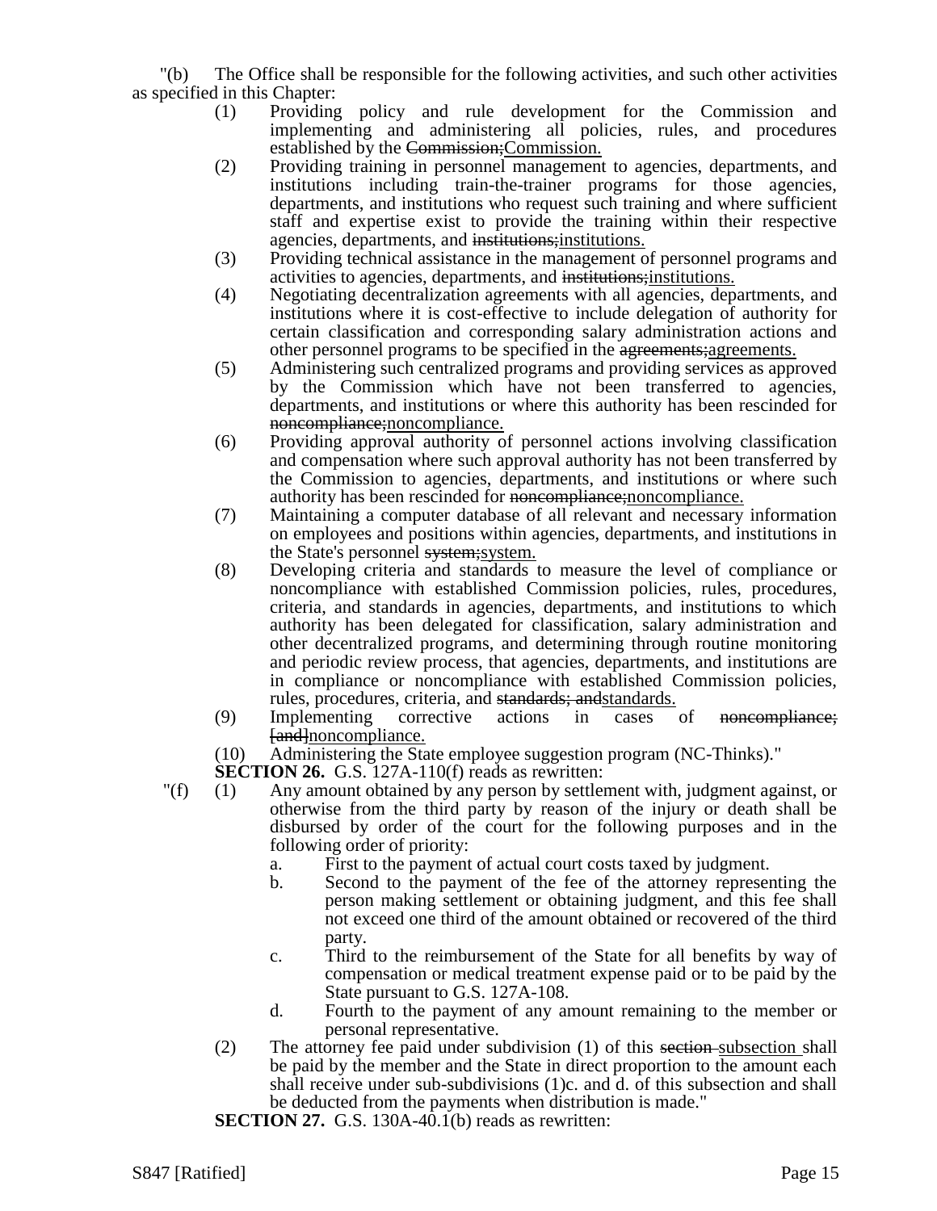"(b) The Office shall be responsible for the following activities, and such other activities as specified in this Chapter:

(1) Providing policy and rule development for the Commission and implementing and administering all policies, rules, and procedures established by the ~~Commission;~~Commission.

(2) Providing training in personnel management to agencies, departments, and institutions including train-the-trainer programs for those agencies, departments, and institutions who request such training and where sufficient staff and expertise exist to provide the training within their respective agencies, departments, and ~~institutions;~~institutions.

(3) Providing technical assistance in the management of personnel programs and activities to agencies, departments, and ~~institutions;~~institutions.

(4) Negotiating decentralization agreements with all agencies, departments, and institutions where it is cost-effective to include delegation of authority for certain classification and corresponding salary administration actions and other personnel programs to be specified in the ~~agreements;~~agreements.

(5) Administering such centralized programs and providing services as approved by the Commission which have not been transferred to agencies, departments, and institutions or where this authority has been rescinded for ~~noncompliance;~~noncompliance.

(6) Providing approval authority of personnel actions involving classification and compensation where such approval authority has not been transferred by the Commission to agencies, departments, and institutions or where such authority has been rescinded for ~~noncompliance;~~noncompliance.

(7) Maintaining a computer database of all relevant and necessary information on employees and positions within agencies, departments, and institutions in the State's personnel ~~system;~~system.

(8) Developing criteria and standards to measure the level of compliance or noncompliance with established Commission policies, rules, procedures, criteria, and standards in agencies, departments, and institutions to which authority has been delegated for classification, salary administration and other decentralized programs, and determining through routine monitoring and periodic review process, that agencies, departments, and institutions are in compliance or noncompliance with established Commission policies, rules, procedures, criteria, and ~~standards; and~~standards.

(9) Implementing corrective actions in cases of ~~noncompliance; [and]~~noncompliance.

(10) Administering the State employee suggestion program (NC-Thinks)."

**SECTION 26.** G.S. 127A-110(f) reads as rewritten:

"(f) (1) Any amount obtained by any person by settlement with, judgment against, or otherwise from the third party by reason of the injury or death shall be disbursed by order of the court for the following purposes and in the following order of priority:

a. First to the payment of actual court costs taxed by judgment.

b. Second to the payment of the fee of the attorney representing the person making settlement or obtaining judgment, and this fee shall not exceed one third of the amount obtained or recovered of the third party.

c. Third to the reimbursement of the State for all benefits by way of compensation or medical treatment expense paid or to be paid by the State pursuant to G.S. 127A-108.

d. Fourth to the payment of any amount remaining to the member or personal representative.

(2) The attorney fee paid under subdivision (1) of this ~~section~~ subsection shall be paid by the member and the State in direct proportion to the amount each shall receive under sub-subdivisions (1)c. and d. of this subsection and shall be deducted from the payments when distribution is made."

**SECTION 27.** G.S. 130A-40.1(b) reads as rewritten: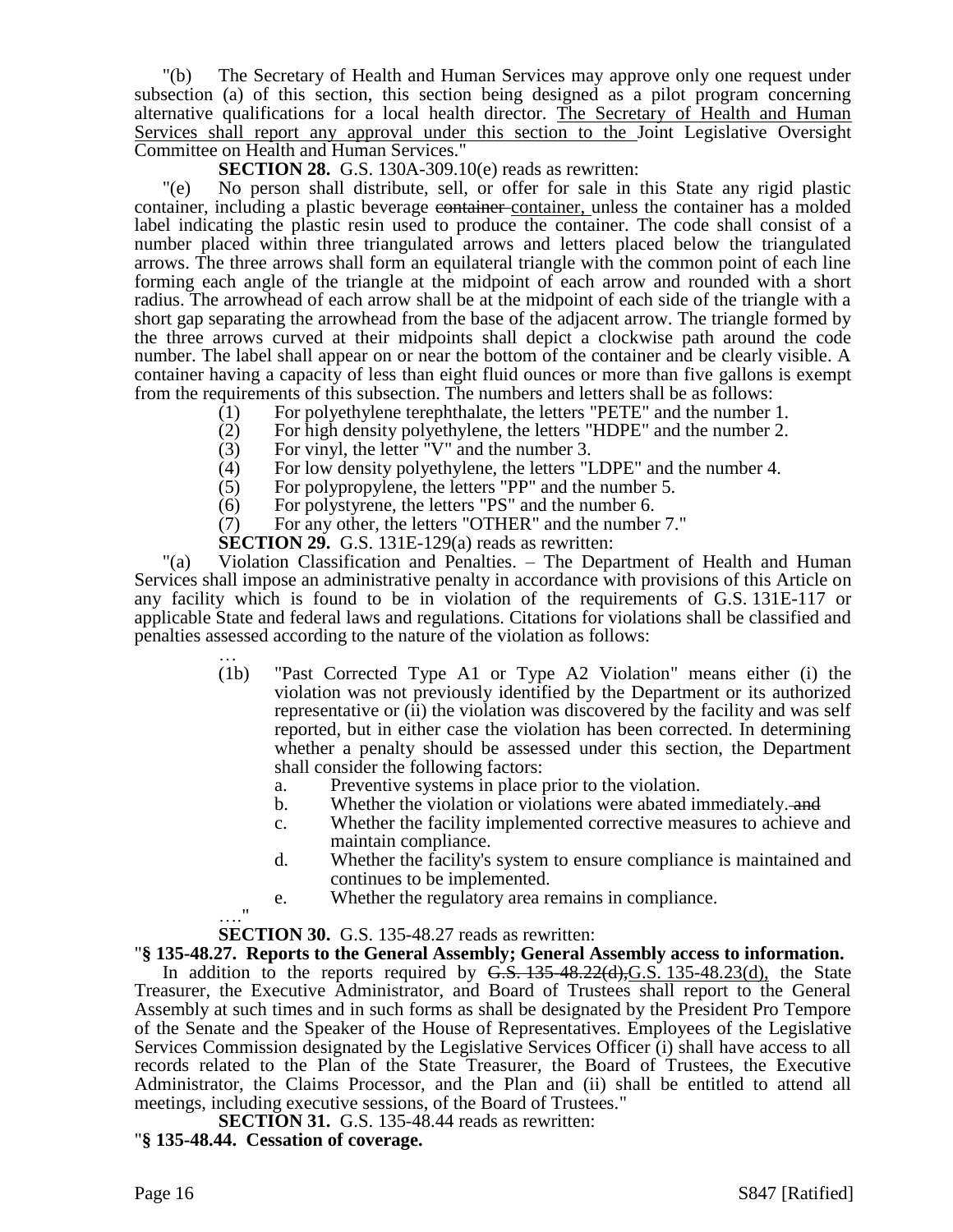"(b) The Secretary of Health and Human Services may approve only one request under subsection (a) of this section, this section being designed as a pilot program concerning alternative qualifications for a local health director. The Secretary of Health and Human Services shall report any approval under this section to the Joint Legislative Oversight Committee on Health and Human Services."

**SECTION 28.** G.S. 130A-309.10(e) reads as rewritten:

"(e) No person shall distribute, sell, or offer for sale in this State any rigid plastic container, including a plastic beverage ~~container~~ container, unless the container has a molded label indicating the plastic resin used to produce the container. The code shall consist of a number placed within three triangulated arrows and letters placed below the triangulated arrows. The three arrows shall form an equilateral triangle with the common point of each line forming each angle of the triangle at the midpoint of each arrow and rounded with a short radius. The arrowhead of each arrow shall be at the midpoint of each side of the triangle with a short gap separating the arrowhead from the base of the adjacent arrow. The triangle formed by the three arrows curved at their midpoints shall depict a clockwise path around the code number. The label shall appear on or near the bottom of the container and be clearly visible. A container having a capacity of less than eight fluid ounces or more than five gallons is exempt from the requirements of this subsection. The numbers and letters shall be as follows:

(1) For polyethylene terephthalate, the letters "PETE" and the number 1.
(2) For high density polyethylene, the letters "HDPE" and the number 2.
(3) For vinyl, the letter "V" and the number 3.
(4) For low density polyethylene, the letters "LDPE" and the number 4.
(5) For polypropylene, the letters "PP" and the number 5.
(6) For polystyrene, the letters "PS" and the number 6.
(7) For any other, the letters "OTHER" and the number 7."

**SECTION 29.** G.S. 131E-129(a) reads as rewritten:

"(a) Violation Classification and Penalties. – The Department of Health and Human Services shall impose an administrative penalty in accordance with provisions of this Article on any facility which is found to be in violation of the requirements of G.S. 131E-117 or applicable State and federal laws and regulations. Citations for violations shall be classified and penalties assessed according to the nature of the violation as follows:

…

(1b) "Past Corrected Type A1 or Type A2 Violation" means either (i) the violation was not previously identified by the Department or its authorized representative or (ii) the violation was discovered by the facility and was self reported, but in either case the violation has been corrected. In determining whether a penalty should be assessed under this section, the Department shall consider the following factors:

a. Preventive systems in place prior to the violation.
b. Whether the violation or violations were abated immediately. ~~and~~
c. Whether the facility implemented corrective measures to achieve and maintain compliance.
d. Whether the facility's system to ensure compliance is maintained and continues to be implemented.
e. Whether the regulatory area remains in compliance.

…."

**SECTION 30.** G.S. 135-48.27 reads as rewritten:

"**§ 135-48.27. Reports to the General Assembly; General Assembly access to information.**

In addition to the reports required by ~~G.S. 135-48.22(d),~~G.S. 135-48.23(d), the State Treasurer, the Executive Administrator, and Board of Trustees shall report to the General Assembly at such times and in such forms as shall be designated by the President Pro Tempore of the Senate and the Speaker of the House of Representatives. Employees of the Legislative Services Commission designated by the Legislative Services Officer (i) shall have access to all records related to the Plan of the State Treasurer, the Board of Trustees, the Executive Administrator, the Claims Processor, and the Plan and (ii) shall be entitled to attend all meetings, including executive sessions, of the Board of Trustees."

**SECTION 31.** G.S. 135-48.44 reads as rewritten:

"**§ 135-48.44. Cessation of coverage.**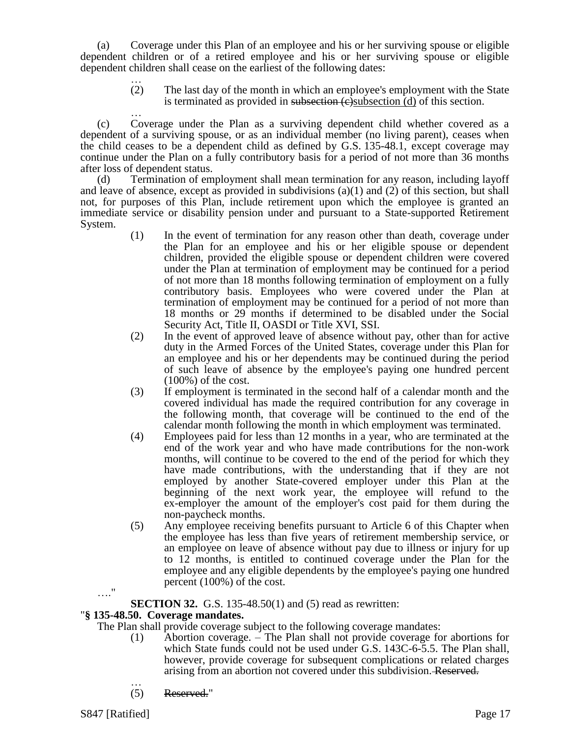(a) Coverage under this Plan of an employee and his or her surviving spouse or eligible dependent children or of a retired employee and his or her surviving spouse or eligible dependent children shall cease on the earliest of the following dates:

…

(2) The last day of the month in which an employee's employment with the State is terminated as provided in ~~subsection (c)~~subsection (d) of this section.

…

(c) Coverage under the Plan as a surviving dependent child whether covered as a dependent of a surviving spouse, or as an individual member (no living parent), ceases when the child ceases to be a dependent child as defined by G.S. 135-48.1, except coverage may continue under the Plan on a fully contributory basis for a period of not more than 36 months after loss of dependent status.

(d) Termination of employment shall mean termination for any reason, including layoff and leave of absence, except as provided in subdivisions (a)(1) and (2) of this section, but shall not, for purposes of this Plan, include retirement upon which the employee is granted an immediate service or disability pension under and pursuant to a State-supported Retirement System.

(1) In the event of termination for any reason other than death, coverage under the Plan for an employee and his or her eligible spouse or dependent children, provided the eligible spouse or dependent children were covered under the Plan at termination of employment may be continued for a period of not more than 18 months following termination of employment on a fully contributory basis. Employees who were covered under the Plan at termination of employment may be continued for a period of not more than 18 months or 29 months if determined to be disabled under the Social Security Act, Title II, OASDI or Title XVI, SSI.

(2) In the event of approved leave of absence without pay, other than for active duty in the Armed Forces of the United States, coverage under this Plan for an employee and his or her dependents may be continued during the period of such leave of absence by the employee's paying one hundred percent (100%) of the cost.

(3) If employment is terminated in the second half of a calendar month and the covered individual has made the required contribution for any coverage in the following month, that coverage will be continued to the end of the calendar month following the month in which employment was terminated.

(4) Employees paid for less than 12 months in a year, who are terminated at the end of the work year and who have made contributions for the non-work months, will continue to be covered to the end of the period for which they have made contributions, with the understanding that if they are not employed by another State-covered employer under this Plan at the beginning of the next work year, the employee will refund to the ex-employer the amount of the employer's cost paid for them during the non-paycheck months.

(5) Any employee receiving benefits pursuant to Article 6 of this Chapter when the employee has less than five years of retirement membership service, or an employee on leave of absence without pay due to illness or injury for up to 12 months, is entitled to continued coverage under the Plan for the employee and any eligible dependents by the employee's paying one hundred percent (100%) of the cost.

…."

**SECTION 32.** G.S. 135-48.50(1) and (5) read as rewritten:

"**§ 135-48.50. Coverage mandates.**

The Plan shall provide coverage subject to the following coverage mandates:

(1) Abortion coverage. – The Plan shall not provide coverage for abortions for which State funds could not be used under G.S. 143C-6-5.5. The Plan shall, however, provide coverage for subsequent complications or related charges arising from an abortion not covered under this subdivision. ~~Reserved.~~

…

(5) ~~Reserved.~~"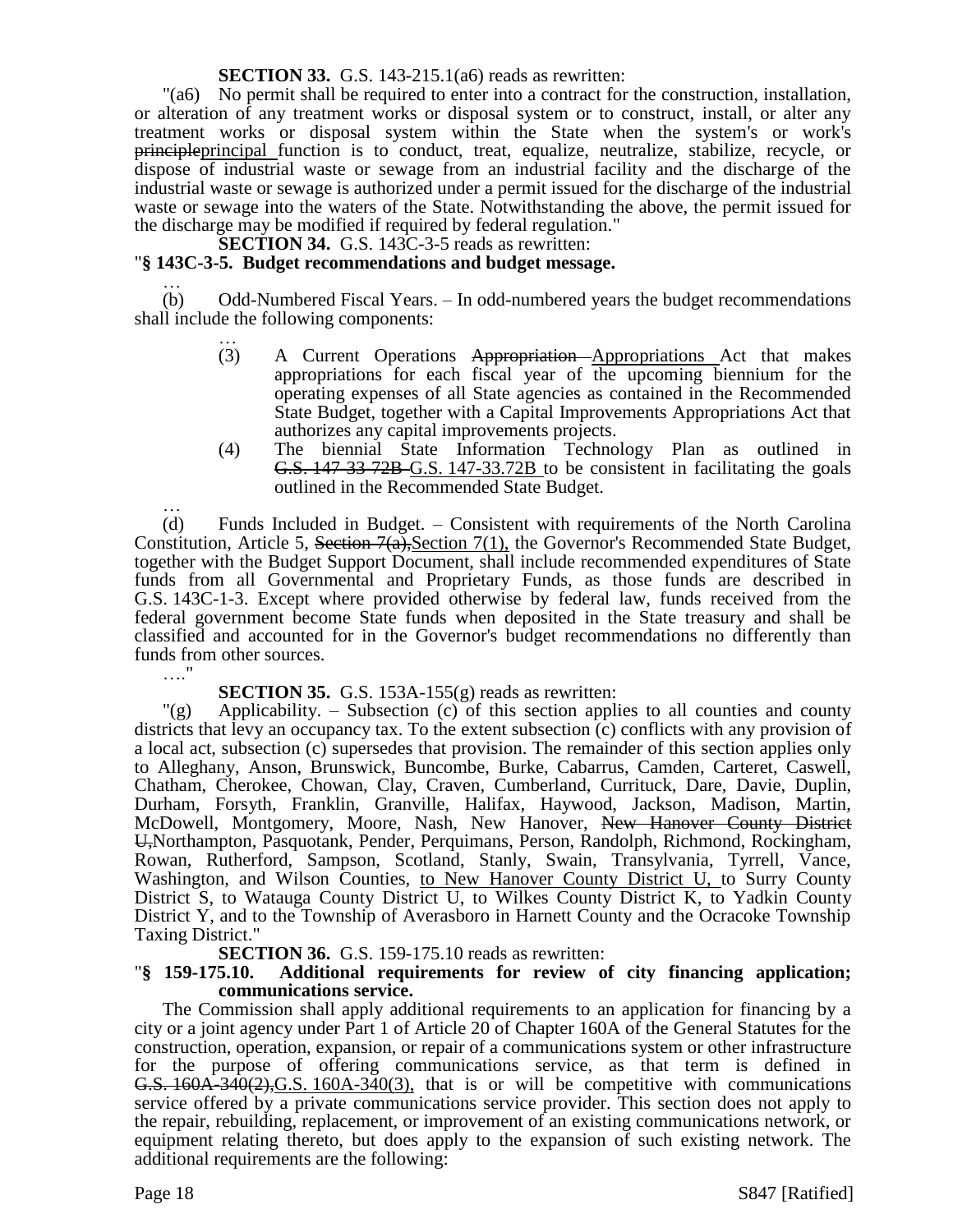**SECTION 33.** G.S. 143-215.1(a6) reads as rewritten:

"(a6) No permit shall be required to enter into a contract for the construction, installation, or alteration of any treatment works or disposal system or to construct, install, or alter any treatment works or disposal system within the State when the system's or work's ~~principle~~principal function is to conduct, treat, equalize, neutralize, stabilize, recycle, or dispose of industrial waste or sewage from an industrial facility and the discharge of the industrial waste or sewage is authorized under a permit issued for the discharge of the industrial waste or sewage into the waters of the State. Notwithstanding the above, the permit issued for the discharge may be modified if required by federal regulation."

**SECTION 34.** G.S. 143C-3-5 reads as rewritten:

"**§ 143C-3-5. Budget recommendations and budget message.**

…

(b) Odd-Numbered Fiscal Years. – In odd-numbered years the budget recommendations shall include the following components:

…

(3) A Current Operations ~~Appropriation~~ Appropriations Act that makes appropriations for each fiscal year of the upcoming biennium for the operating expenses of all State agencies as contained in the Recommended State Budget, together with a Capital Improvements Appropriations Act that authorizes any capital improvements projects.

(4) The biennial State Information Technology Plan as outlined in ~~G.S. 147-33-72B~~ G.S. 147-33.72B to be consistent in facilitating the goals outlined in the Recommended State Budget.

…

(d) Funds Included in Budget. – Consistent with requirements of the North Carolina Constitution, Article 5, ~~Section 7(a),~~Section 7(1), the Governor's Recommended State Budget, together with the Budget Support Document, shall include recommended expenditures of State funds from all Governmental and Proprietary Funds, as those funds are described in G.S. 143C-1-3. Except where provided otherwise by federal law, funds received from the federal government become State funds when deposited in the State treasury and shall be classified and accounted for in the Governor's budget recommendations no differently than funds from other sources.

…."

**SECTION 35.** G.S. 153A-155(g) reads as rewritten:

"(g) Applicability. – Subsection (c) of this section applies to all counties and county districts that levy an occupancy tax. To the extent subsection (c) conflicts with any provision of a local act, subsection (c) supersedes that provision. The remainder of this section applies only to Alleghany, Anson, Brunswick, Buncombe, Burke, Cabarrus, Camden, Carteret, Caswell, Chatham, Cherokee, Chowan, Clay, Craven, Cumberland, Currituck, Dare, Davie, Duplin, Durham, Forsyth, Franklin, Granville, Halifax, Haywood, Jackson, Madison, Martin, McDowell, Montgomery, Moore, Nash, New Hanover, ~~New Hanover County District U,~~Northampton, Pasquotank, Pender, Perquimans, Person, Randolph, Richmond, Rockingham, Rowan, Rutherford, Sampson, Scotland, Stanly, Swain, Transylvania, Tyrrell, Vance, Washington, and Wilson Counties, to New Hanover County District U, to Surry County District S, to Watauga County District U, to Wilkes County District K, to Yadkin County District Y, and to the Township of Averasboro in Harnett County and the Ocracoke Township Taxing District."

**SECTION 36.** G.S. 159-175.10 reads as rewritten:

"**§ 159-175.10. Additional requirements for review of city financing application; communications service.**

The Commission shall apply additional requirements to an application for financing by a city or a joint agency under Part 1 of Article 20 of Chapter 160A of the General Statutes for the construction, operation, expansion, or repair of a communications system or other infrastructure for the purpose of offering communications service, as that term is defined in ~~G.S. 160A-340(2),~~G.S. 160A-340(3), that is or will be competitive with communications service offered by a private communications service provider. This section does not apply to the repair, rebuilding, replacement, or improvement of an existing communications network, or equipment relating thereto, but does apply to the expansion of such existing network. The additional requirements are the following: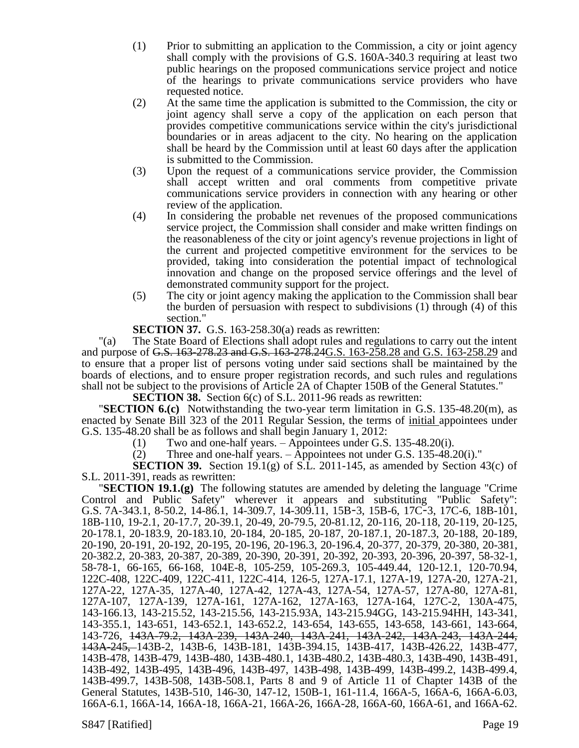(1) Prior to submitting an application to the Commission, a city or joint agency shall comply with the provisions of G.S. 160A-340.3 requiring at least two public hearings on the proposed communications service project and notice of the hearings to private communications service providers who have requested notice.

(2) At the same time the application is submitted to the Commission, the city or joint agency shall serve a copy of the application on each person that provides competitive communications service within the city's jurisdictional boundaries or in areas adjacent to the city. No hearing on the application shall be heard by the Commission until at least 60 days after the application is submitted to the Commission.

(3) Upon the request of a communications service provider, the Commission shall accept written and oral comments from competitive private communications service providers in connection with any hearing or other review of the application.

(4) In considering the probable net revenues of the proposed communications service project, the Commission shall consider and make written findings on the reasonableness of the city or joint agency's revenue projections in light of the current and projected competitive environment for the services to be provided, taking into consideration the potential impact of technological innovation and change on the proposed service offerings and the level of demonstrated community support for the project.

(5) The city or joint agency making the application to the Commission shall bear the burden of persuasion with respect to subdivisions (1) through (4) of this section."

**SECTION 37.** G.S. 163-258.30(a) reads as rewritten:

"(a) The State Board of Elections shall adopt rules and regulations to carry out the intent and purpose of ~~G.S. 163-278.23 and G.S. 163-278.24~~G.S. 163-258.28 and G.S. 163-258.29 and to ensure that a proper list of persons voting under said sections shall be maintained by the boards of elections, and to ensure proper registration records, and such rules and regulations shall not be subject to the provisions of Article 2A of Chapter 150B of the General Statutes."

**SECTION 38.** Section 6(c) of S.L. 2011-96 reads as rewritten:

"**SECTION 6.(c)** Notwithstanding the two-year term limitation in G.S. 135-48.20(m), as enacted by Senate Bill 323 of the 2011 Regular Session, the terms of initial appointees under G.S. 135-48.20 shall be as follows and shall begin January 1, 2012:

(1) Two and one-half years. – Appointees under G.S. 135-48.20(i).

(2) Three and one-half years. – Appointees not under G.S. 135-48.20(i)."

**SECTION 39.** Section 19.1(g) of S.L. 2011-145, as amended by Section 43(c) of S.L. 2011-391, reads as rewritten:

"**SECTION 19.1.(g)** The following statutes are amended by deleting the language "Crime Control and Public Safety" wherever it appears and substituting "Public Safety": G.S. 7A-343.1, 8-50.2, 14-86.1, 14-309.7, 14-309.11, 15B-3, 15B-6, 17C-3, 17C-6, 18B-101, 18B-110, 19-2.1, 20-17.7, 20-39.1, 20-49, 20-79.5, 20-81.12, 20-116, 20-118, 20-119, 20-125, 20-178.1, 20-183.9, 20-183.10, 20-184, 20-185, 20-187, 20-187.1, 20-187.3, 20-188, 20-189, 20-190, 20-191, 20-192, 20-195, 20-196, 20-196.3, 20-196.4, 20-377, 20-379, 20-380, 20-381, 20-382.2, 20-383, 20-387, 20-389, 20-390, 20-391, 20-392, 20-393, 20-396, 20-397, 58-32-1, 58-78-1, 66-165, 66-168, 104E-8, 105-259, 105-269.3, 105-449.44, 120-12.1, 120-70.94, 122C-408, 122C-409, 122C-411, 122C-414, 126-5, 127A-17.1, 127A-19, 127A-20, 127A-21, 127A-22, 127A-35, 127A-40, 127A-42, 127A-43, 127A-54, 127A-57, 127A-80, 127A-81, 127A-107, 127A-139, 127A-161, 127A-162, 127A-163, 127A-164, 127C-2, 130A-475, 143-166.13, 143-215.52, 143-215.56, 143-215.93A, 143-215.94GG, 143-215.94HH, 143-341, 143-355.1, 143-651, 143-652.1, 143-652.2, 143-654, 143-655, 143-658, 143-661, 143-664, 143-726, ~~143A-79.2, 143A-239, 143A-240, 143A-241, 143A-242, 143A-243, 143A-244, 143A-245,~~ 143B-2, 143B-6, 143B-181, 143B-394.15, 143B-417, 143B-426.22, 143B-477, 143B-478, 143B-479, 143B-480, 143B-480.1, 143B-480.2, 143B-480.3, 143B-490, 143B-491, 143B-492, 143B-495, 143B-496, 143B-497, 143B-498, 143B-499, 143B-499.2, 143B-499.4, 143B-499.7, 143B-508, 143B-508.1, Parts 8 and 9 of Article 11 of Chapter 143B of the General Statutes, 143B-510, 146-30, 147-12, 150B-1, 161-11.4, 166A-5, 166A-6, 166A-6.03, 166A-6.1, 166A-14, 166A-18, 166A-21, 166A-26, 166A-28, 166A-60, 166A-61, and 166A-62.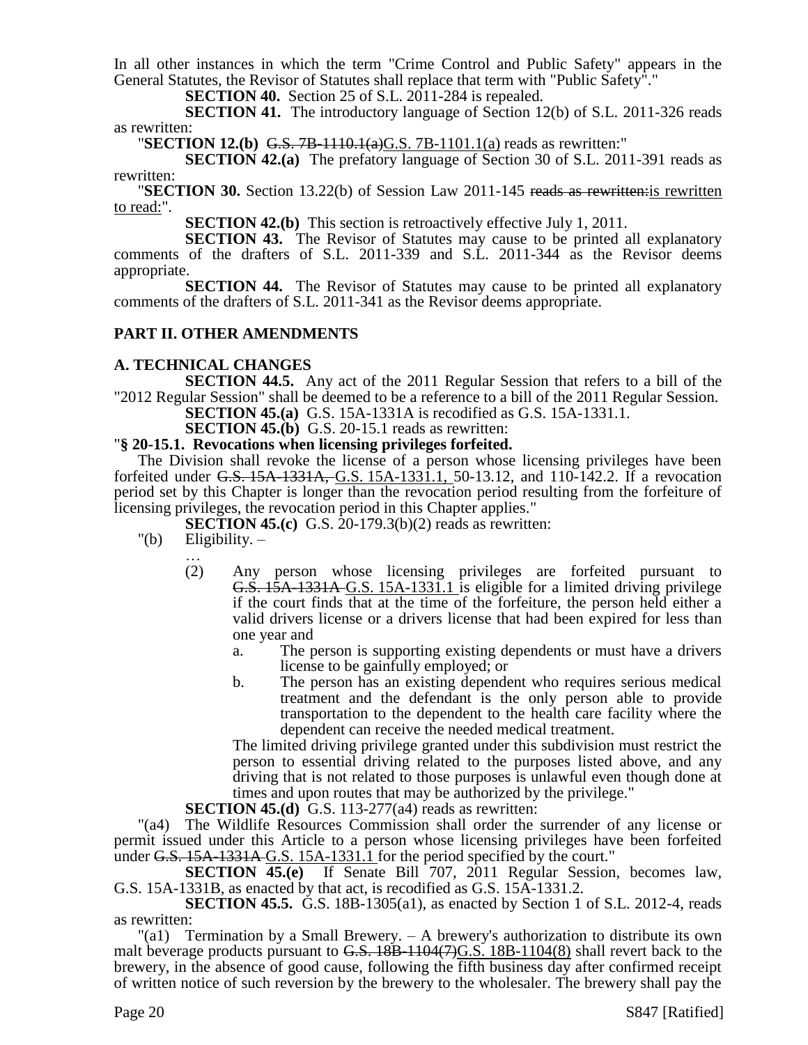In all other instances in which the term "Crime Control and Public Safety" appears in the General Statutes, the Revisor of Statutes shall replace that term with "Public Safety"."

**SECTION 40.** Section 25 of S.L. 2011-284 is repealed.

**SECTION 41.** The introductory language of Section 12(b) of S.L. 2011-326 reads as rewritten:

"**SECTION 12.(b)** ~~G.S. 7B-1110.1(a)~~G.S. 7B-1101.1(a) reads as rewritten:"

**SECTION 42.(a)** The prefatory language of Section 30 of S.L. 2011-391 reads as rewritten:

"**SECTION 30.** Section 13.22(b) of Session Law 2011-145 ~~reads as rewritten:~~is rewritten to read:".

**SECTION 42.(b)** This section is retroactively effective July 1, 2011.

**SECTION 43.** The Revisor of Statutes may cause to be printed all explanatory comments of the drafters of S.L. 2011-339 and S.L. 2011-344 as the Revisor deems appropriate.

**SECTION 44.** The Revisor of Statutes may cause to be printed all explanatory comments of the drafters of S.L. 2011-341 as the Revisor deems appropriate.

## PART II. OTHER AMENDMENTS

### A. TECHNICAL CHANGES

**SECTION 44.5.** Any act of the 2011 Regular Session that refers to a bill of the "2012 Regular Session" shall be deemed to be a reference to a bill of the 2011 Regular Session.

**SECTION 45.(a)** G.S. 15A-1331A is recodified as G.S. 15A-1331.1.

**SECTION 45.(b)** G.S. 20-15.1 reads as rewritten:

"**§ 20-15.1. Revocations when licensing privileges forfeited.**

The Division shall revoke the license of a person whose licensing privileges have been forfeited under ~~G.S. 15A-1331A,~~ G.S. 15A-1331.1, 50-13.12, and 110-142.2. If a revocation period set by this Chapter is longer than the revocation period resulting from the forfeiture of licensing privileges, the revocation period in this Chapter applies."

**SECTION 45.(c)** G.S. 20-179.3(b)(2) reads as rewritten:

"(b) Eligibility. –

…

(2) Any person whose licensing privileges are forfeited pursuant to ~~G.S. 15A-1331A~~ G.S. 15A-1331.1 is eligible for a limited driving privilege if the court finds that at the time of the forfeiture, the person held either a valid drivers license or a drivers license that had been expired for less than one year and

a. The person is supporting existing dependents or must have a drivers license to be gainfully employed; or

b. The person has an existing dependent who requires serious medical treatment and the defendant is the only person able to provide transportation to the dependent to the health care facility where the dependent can receive the needed medical treatment.

The limited driving privilege granted under this subdivision must restrict the person to essential driving related to the purposes listed above, and any driving that is not related to those purposes is unlawful even though done at times and upon routes that may be authorized by the privilege."

**SECTION 45.(d)** G.S. 113-277(a4) reads as rewritten:

"(a4) The Wildlife Resources Commission shall order the surrender of any license or permit issued under this Article to a person whose licensing privileges have been forfeited under ~~G.S. 15A-1331A~~ G.S. 15A-1331.1 for the period specified by the court."

**SECTION 45.(e)** If Senate Bill 707, 2011 Regular Session, becomes law, G.S. 15A-1331B, as enacted by that act, is recodified as G.S. 15A-1331.2.

**SECTION 45.5.** G.S. 18B-1305(a1), as enacted by Section 1 of S.L. 2012-4, reads as rewritten:

"(a1) Termination by a Small Brewery. – A brewery's authorization to distribute its own malt beverage products pursuant to ~~G.S. 18B-1104(7)~~G.S. 18B-1104(8) shall revert back to the brewery, in the absence of good cause, following the fifth business day after confirmed receipt of written notice of such reversion by the brewery to the wholesaler. The brewery shall pay the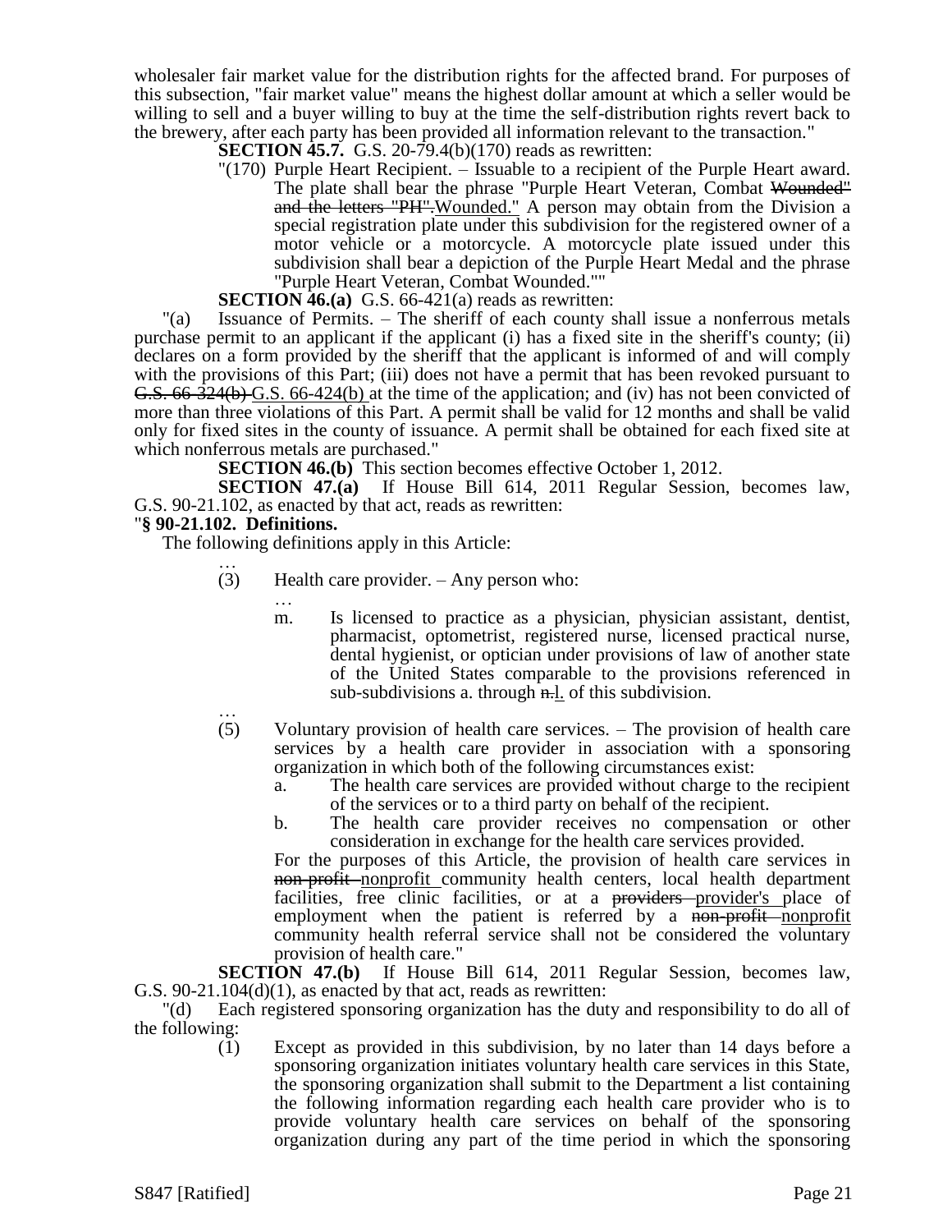wholesaler fair market value for the distribution rights for the affected brand. For purposes of this subsection, "fair market value" means the highest dollar amount at which a seller would be willing to sell and a buyer willing to buy at the time the self-distribution rights revert back to the brewery, after each party has been provided all information relevant to the transaction."

**SECTION 45.7.** G.S. 20-79.4(b)(170) reads as rewritten:

"(170) Purple Heart Recipient. – Issuable to a recipient of the Purple Heart award. The plate shall bear the phrase "Purple Heart Veteran, Combat ~~Wounded" and the letters "PH".~~Wounded." A person may obtain from the Division a special registration plate under this subdivision for the registered owner of a motor vehicle or a motorcycle. A motorcycle plate issued under this subdivision shall bear a depiction of the Purple Heart Medal and the phrase "Purple Heart Veteran, Combat Wounded.""

**SECTION 46.(a)** G.S. 66-421(a) reads as rewritten:

"(a) Issuance of Permits. – The sheriff of each county shall issue a nonferrous metals purchase permit to an applicant if the applicant (i) has a fixed site in the sheriff's county; (ii) declares on a form provided by the sheriff that the applicant is informed of and will comply with the provisions of this Part; (iii) does not have a permit that has been revoked pursuant to ~~G.S. 66-324(b)~~ G.S. 66-424(b) at the time of the application; and (iv) has not been convicted of more than three violations of this Part. A permit shall be valid for 12 months and shall be valid only for fixed sites in the county of issuance. A permit shall be obtained for each fixed site at which nonferrous metals are purchased."

**SECTION 46.(b)** This section becomes effective October 1, 2012.

**SECTION 47.(a)** If House Bill 614, 2011 Regular Session, becomes law, G.S. 90-21.102, as enacted by that act, reads as rewritten:

"**§ 90-21.102. Definitions.**

The following definitions apply in this Article:

…

(3) Health care provider. – Any person who:

…

m. Is licensed to practice as a physician, physician assistant, dentist, pharmacist, optometrist, registered nurse, licensed practical nurse, dental hygienist, or optician under provisions of law of another state of the United States comparable to the provisions referenced in sub-subdivisions a. through ~~n.~~l. of this subdivision.

…

(5) Voluntary provision of health care services. – The provision of health care services by a health care provider in association with a sponsoring organization in which both of the following circumstances exist:

a. The health care services are provided without charge to the recipient of the services or to a third party on behalf of the recipient.

b. The health care provider receives no compensation or other consideration in exchange for the health care services provided.

For the purposes of this Article, the provision of health care services in ~~non-profit~~ nonprofit community health centers, local health department facilities, free clinic facilities, or at a ~~providers~~ provider's place of employment when the patient is referred by a ~~non-profit~~ nonprofit community health referral service shall not be considered the voluntary provision of health care."

**SECTION 47.(b)** If House Bill 614, 2011 Regular Session, becomes law, G.S. 90-21.104(d)(1), as enacted by that act, reads as rewritten:

"(d) Each registered sponsoring organization has the duty and responsibility to do all of the following:

(1) Except as provided in this subdivision, by no later than 14 days before a sponsoring organization initiates voluntary health care services in this State, the sponsoring organization shall submit to the Department a list containing the following information regarding each health care provider who is to provide voluntary health care services on behalf of the sponsoring organization during any part of the time period in which the sponsoring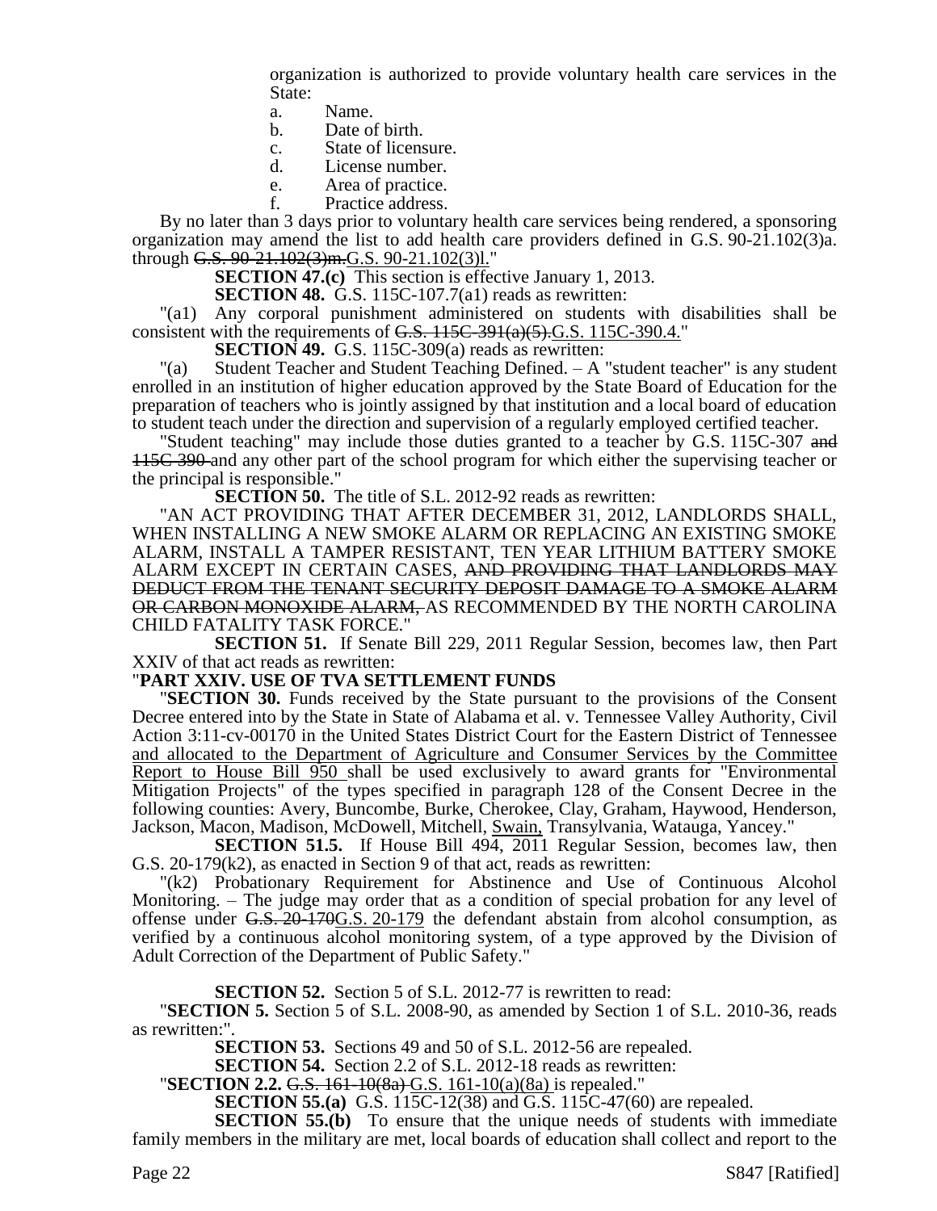organization is authorized to provide voluntary health care services in the State:

a. Name.
b. Date of birth.
c. State of licensure.
d. License number.
e. Area of practice.
f. Practice address.

By no later than 3 days prior to voluntary health care services being rendered, a sponsoring organization may amend the list to add health care providers defined in G.S. 90-21.102(3)a. through ~~G.S. 90-21.102(3)m.~~G.S. 90-21.102(3)l."

**SECTION 47.(c)** This section is effective January 1, 2013.

**SECTION 48.** G.S. 115C-107.7(a1) reads as rewritten:

"(a1) Any corporal punishment administered on students with disabilities shall be consistent with the requirements of ~~G.S. 115C-391(a)(5).~~G.S. 115C-390.4."

**SECTION 49.** G.S. 115C-309(a) reads as rewritten:

"(a) Student Teacher and Student Teaching Defined. – A "student teacher" is any student enrolled in an institution of higher education approved by the State Board of Education for the preparation of teachers who is jointly assigned by that institution and a local board of education to student teach under the direction and supervision of a regularly employed certified teacher.

"Student teaching" may include those duties granted to a teacher by G.S. 115C-307 ~~and 115C-390~~ and any other part of the school program for which either the supervising teacher or the principal is responsible."

**SECTION 50.** The title of S.L. 2012-92 reads as rewritten:

"AN ACT PROVIDING THAT AFTER DECEMBER 31, 2012, LANDLORDS SHALL, WHEN INSTALLING A NEW SMOKE ALARM OR REPLACING AN EXISTING SMOKE ALARM, INSTALL A TAMPER RESISTANT, TEN YEAR LITHIUM BATTERY SMOKE ALARM EXCEPT IN CERTAIN CASES, ~~AND PROVIDING THAT LANDLORDS MAY DEDUCT FROM THE TENANT SECURITY DEPOSIT DAMAGE TO A SMOKE ALARM OR CARBON MONOXIDE ALARM,~~ AS RECOMMENDED BY THE NORTH CAROLINA CHILD FATALITY TASK FORCE."

**SECTION 51.** If Senate Bill 229, 2011 Regular Session, becomes law, then Part XXIV of that act reads as rewritten:

"**PART XXIV. USE OF TVA SETTLEMENT FUNDS**

"**SECTION 30.** Funds received by the State pursuant to the provisions of the Consent Decree entered into by the State in State of Alabama et al. v. Tennessee Valley Authority, Civil Action 3:11-cv-00170 in the United States District Court for the Eastern District of Tennessee <u>and allocated to the Department of Agriculture and Consumer Services by the Committee Report to House Bill 950</u> shall be used exclusively to award grants for "Environmental Mitigation Projects" of the types specified in paragraph 128 of the Consent Decree in the following counties: Avery, Buncombe, Burke, Cherokee, Clay, Graham, Haywood, Henderson, Jackson, Macon, Madison, McDowell, Mitchell, <u>Swain,</u> Transylvania, Watauga, Yancey."

**SECTION 51.5.** If House Bill 494, 2011 Regular Session, becomes law, then G.S. 20-179(k2), as enacted in Section 9 of that act, reads as rewritten:

"(k2) Probationary Requirement for Abstinence and Use of Continuous Alcohol Monitoring. – The judge may order that as a condition of special probation for any level of offense under ~~G.S. 20-170~~<u>G.S. 20-179</u> the defendant abstain from alcohol consumption, as verified by a continuous alcohol monitoring system, of a type approved by the Division of Adult Correction of the Department of Public Safety."

**SECTION 52.** Section 5 of S.L. 2012-77 is rewritten to read:

"**SECTION 5.** Section 5 of S.L. 2008-90, as amended by Section 1 of S.L. 2010-36, reads as rewritten:".

**SECTION 53.** Sections 49 and 50 of S.L. 2012-56 are repealed.

**SECTION 54.** Section 2.2 of S.L. 2012-18 reads as rewritten:

"**SECTION 2.2.** ~~G.S. 161-10(8a)~~ <u>G.S. 161-10(a)(8a)</u> is repealed."

**SECTION 55.(a)** G.S. 115C-12(38) and G.S. 115C-47(60) are repealed.

**SECTION 55.(b)** To ensure that the unique needs of students with immediate family members in the military are met, local boards of education shall collect and report to the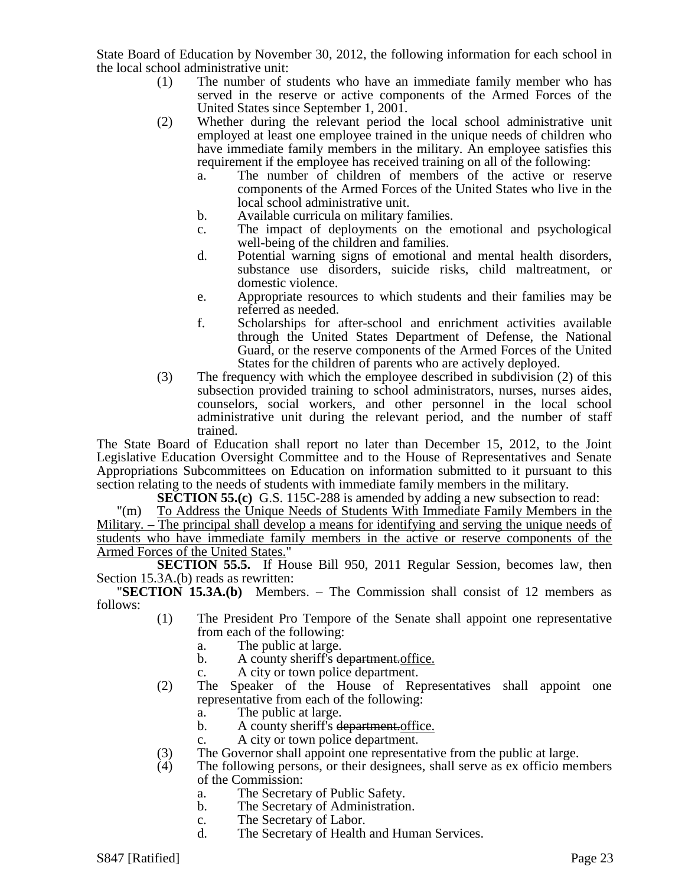State Board of Education by November 30, 2012, the following information for each school in the local school administrative unit:

(1) The number of students who have an immediate family member who has served in the reserve or active components of the Armed Forces of the United States since September 1, 2001.

(2) Whether during the relevant period the local school administrative unit employed at least one employee trained in the unique needs of children who have immediate family members in the military. An employee satisfies this requirement if the employee has received training on all of the following:

  a. The number of children of members of the active or reserve components of the Armed Forces of the United States who live in the local school administrative unit.

  b. Available curricula on military families.

  c. The impact of deployments on the emotional and psychological well-being of the children and families.

  d. Potential warning signs of emotional and mental health disorders, substance use disorders, suicide risks, child maltreatment, or domestic violence.

  e. Appropriate resources to which students and their families may be referred as needed.

  f. Scholarships for after-school and enrichment activities available through the United States Department of Defense, the National Guard, or the reserve components of the Armed Forces of the United States for the children of parents who are actively deployed.

(3) The frequency with which the employee described in subdivision (2) of this subsection provided training to school administrators, nurses, nurses aides, counselors, social workers, and other personnel in the local school administrative unit during the relevant period, and the number of staff trained.

The State Board of Education shall report no later than December 15, 2012, to the Joint Legislative Education Oversight Committee and to the House of Representatives and Senate Appropriations Subcommittees on Education on information submitted to it pursuant to this section relating to the needs of students with immediate family members in the military.

**SECTION 55.(c)** G.S. 115C-288 is amended by adding a new subsection to read:

"(m) <u>To Address the Unique Needs of Students With Immediate Family Members in the Military. – The principal shall develop a means for identifying and serving the unique needs of students who have immediate family members in the active or reserve components of the Armed Forces of the United States.</u>"

**SECTION 55.5.** If House Bill 950, 2011 Regular Session, becomes law, then Section 15.3A.(b) reads as rewritten:

"**SECTION 15.3A.(b)** Members. – The Commission shall consist of 12 members as follows:

(1) The President Pro Tempore of the Senate shall appoint one representative from each of the following:

  a. The public at large.

  b. A county sheriff's ~~department.~~<u>office.</u>

  c. A city or town police department.

(2) The Speaker of the House of Representatives shall appoint one representative from each of the following:

  a. The public at large.

  b. A county sheriff's ~~department.~~<u>office.</u>

  c. A city or town police department.

(3) The Governor shall appoint one representative from the public at large.

(4) The following persons, or their designees, shall serve as ex officio members of the Commission:

  a. The Secretary of Public Safety.

  b. The Secretary of Administration.

  c. The Secretary of Labor.

  d. The Secretary of Health and Human Services.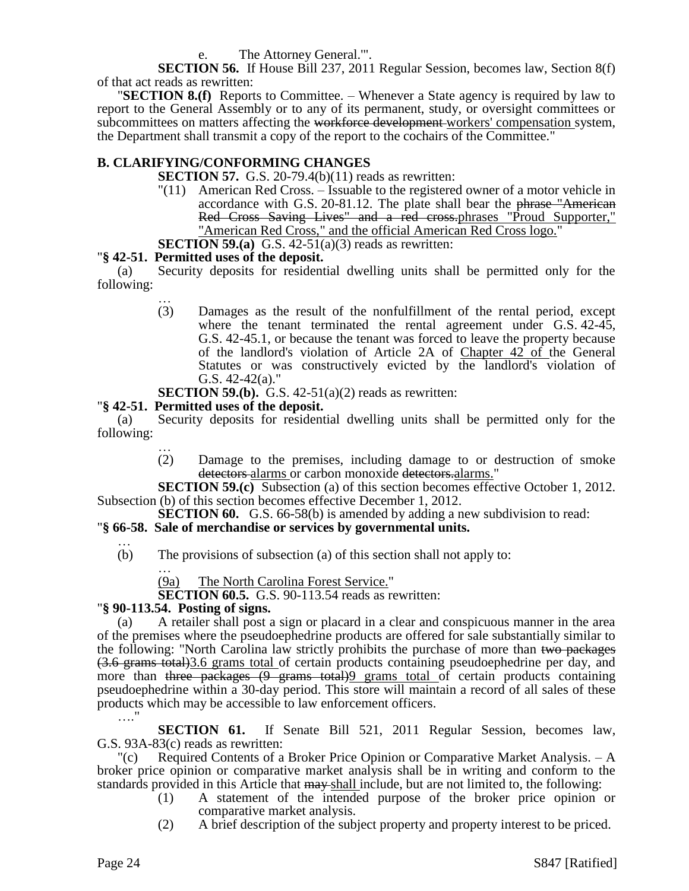e. The Attorney General.'".

**SECTION 56.** If House Bill 237, 2011 Regular Session, becomes law, Section 8(f) of that act reads as rewritten:

"**SECTION 8.(f)** Reports to Committee. – Whenever a State agency is required by law to report to the General Assembly or to any of its permanent, study, or oversight committees or subcommittees on matters affecting the ~~workforce development~~ workers' compensation system, the Department shall transmit a copy of the report to the cochairs of the Committee."

## B. CLARIFYING/CONFORMING CHANGES

**SECTION 57.** G.S. 20-79.4(b)(11) reads as rewritten:

"(11) American Red Cross. – Issuable to the registered owner of a motor vehicle in accordance with G.S. 20-81.12. The plate shall bear the ~~phrase "American Red Cross Saving Lives" and a red cross.~~phrases "Proud Supporter," "American Red Cross," and the official American Red Cross logo."

**SECTION 59.(a)** G.S. 42-51(a)(3) reads as rewritten:

"**§ 42-51. Permitted uses of the deposit.**

(a) Security deposits for residential dwelling units shall be permitted only for the following:

…

(3) Damages as the result of the nonfulfillment of the rental period, except where the tenant terminated the rental agreement under G.S. 42-45, G.S. 42-45.1, or because the tenant was forced to leave the property because of the landlord's violation of Article 2A of Chapter 42 of the General Statutes or was constructively evicted by the landlord's violation of G.S. 42-42(a)."

**SECTION 59.(b).** G.S. 42-51(a)(2) reads as rewritten:

"**§ 42-51. Permitted uses of the deposit.**

(a) Security deposits for residential dwelling units shall be permitted only for the following:

…

(2) Damage to the premises, including damage to or destruction of smoke ~~detectors~~ alarms or carbon monoxide ~~detectors.~~alarms."

**SECTION 59.(c)** Subsection (a) of this section becomes effective October 1, 2012. Subsection (b) of this section becomes effective December 1, 2012.

**SECTION 60.** G.S. 66-58(b) is amended by adding a new subdivision to read:

"**§ 66-58. Sale of merchandise or services by governmental units.**

…

(b) The provisions of subsection (a) of this section shall not apply to:

…

(9a) The North Carolina Forest Service."

**SECTION 60.5.** G.S. 90-113.54 reads as rewritten:

"**§ 90-113.54. Posting of signs.**

(a) A retailer shall post a sign or placard in a clear and conspicuous manner in the area of the premises where the pseudoephedrine products are offered for sale substantially similar to the following: "North Carolina law strictly prohibits the purchase of more than ~~two packages (3.6 grams total)~~3.6 grams total of certain products containing pseudoephedrine per day, and more than ~~three packages (9 grams total)~~9 grams total of certain products containing pseudoephedrine within a 30-day period. This store will maintain a record of all sales of these products which may be accessible to law enforcement officers.

…."

**SECTION 61.** If Senate Bill 521, 2011 Regular Session, becomes law, G.S. 93A-83(c) reads as rewritten:

"(c) Required Contents of a Broker Price Opinion or Comparative Market Analysis. – A broker price opinion or comparative market analysis shall be in writing and conform to the standards provided in this Article that ~~may~~ shall include, but are not limited to, the following:

(1) A statement of the intended purpose of the broker price opinion or comparative market analysis.

(2) A brief description of the subject property and property interest to be priced.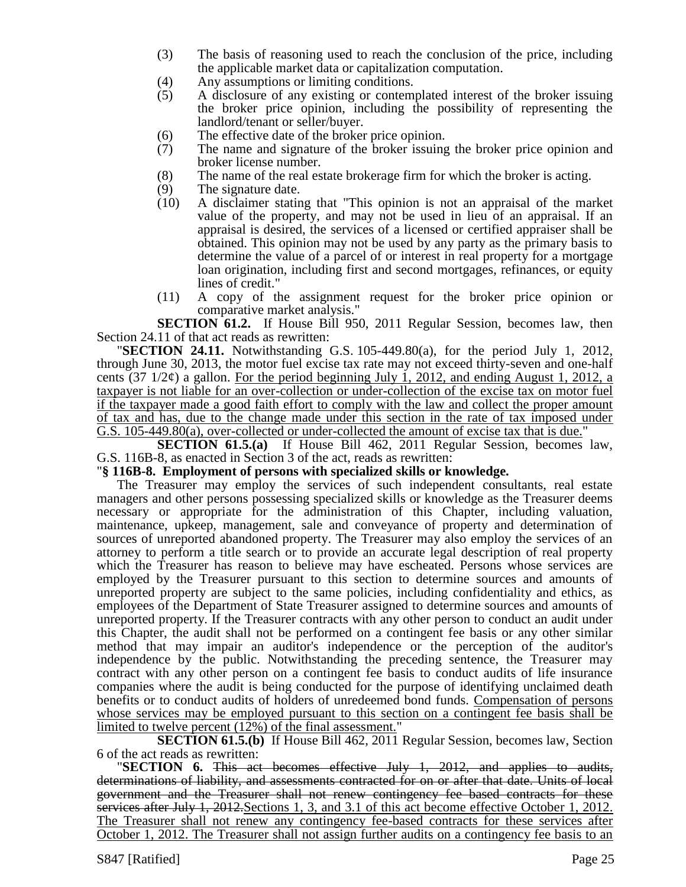(3) The basis of reasoning used to reach the conclusion of the price, including the applicable market data or capitalization computation.

(4) Any assumptions or limiting conditions.

(5) A disclosure of any existing or contemplated interest of the broker issuing the broker price opinion, including the possibility of representing the landlord/tenant or seller/buyer.

(6) The effective date of the broker price opinion.

(7) The name and signature of the broker issuing the broker price opinion and broker license number.

(8) The name of the real estate brokerage firm for which the broker is acting.

(9) The signature date.

(10) A disclaimer stating that "This opinion is not an appraisal of the market value of the property, and may not be used in lieu of an appraisal. If an appraisal is desired, the services of a licensed or certified appraiser shall be obtained. This opinion may not be used by any party as the primary basis to determine the value of a parcel of or interest in real property for a mortgage loan origination, including first and second mortgages, refinances, or equity lines of credit."

(11) A copy of the assignment request for the broker price opinion or comparative market analysis."

**SECTION 61.2.** If House Bill 950, 2011 Regular Session, becomes law, then Section 24.11 of that act reads as rewritten:

"**SECTION 24.11.** Notwithstanding G.S. 105-449.80(a), for the period July 1, 2012, through June 30, 2013, the motor fuel excise tax rate may not exceed thirty-seven and one-half cents (37 1/2¢) a gallon. <u>For the period beginning July 1, 2012, and ending August 1, 2012, a taxpayer is not liable for an over-collection or under-collection of the excise tax on motor fuel if the taxpayer made a good faith effort to comply with the law and collect the proper amount of tax and has, due to the change made under this section in the rate of tax imposed under G.S. 105-449.80(a), over-collected or under-collected the amount of excise tax that is due.</u>"

**SECTION 61.5.(a)** If House Bill 462, 2011 Regular Session, becomes law, G.S. 116B-8, as enacted in Section 3 of the act, reads as rewritten:

"**§ 116B-8. Employment of persons with specialized skills or knowledge.**

The Treasurer may employ the services of such independent consultants, real estate managers and other persons possessing specialized skills or knowledge as the Treasurer deems necessary or appropriate for the administration of this Chapter, including valuation, maintenance, upkeep, management, sale and conveyance of property and determination of sources of unreported abandoned property. The Treasurer may also employ the services of an attorney to perform a title search or to provide an accurate legal description of real property which the Treasurer has reason to believe may have escheated. Persons whose services are employed by the Treasurer pursuant to this section to determine sources and amounts of unreported property are subject to the same policies, including confidentiality and ethics, as employees of the Department of State Treasurer assigned to determine sources and amounts of unreported property. If the Treasurer contracts with any other person to conduct an audit under this Chapter, the audit shall not be performed on a contingent fee basis or any other similar method that may impair an auditor's independence or the perception of the auditor's independence by the public. Notwithstanding the preceding sentence, the Treasurer may contract with any other person on a contingent fee basis to conduct audits of life insurance companies where the audit is being conducted for the purpose of identifying unclaimed death benefits or to conduct audits of holders of unredeemed bond funds. <u>Compensation of persons whose services may be employed pursuant to this section on a contingent fee basis shall be limited to twelve percent (12%) of the final assessment.</u>"

**SECTION 61.5.(b)** If House Bill 462, 2011 Regular Session, becomes law, Section 6 of the act reads as rewritten:

"**SECTION 6.** ~~This act becomes effective July 1, 2012, and applies to audits, determinations of liability, and assessments contracted for on or after that date. Units of local government and the Treasurer shall not renew contingency fee based contracts for these services after July 1, 2012.~~<u>Sections 1, 3, and 3.1 of this act become effective October 1, 2012. The Treasurer shall not renew any contingency fee-based contracts for these services after October 1, 2012. The Treasurer shall not assign further audits on a contingency fee basis to an</u>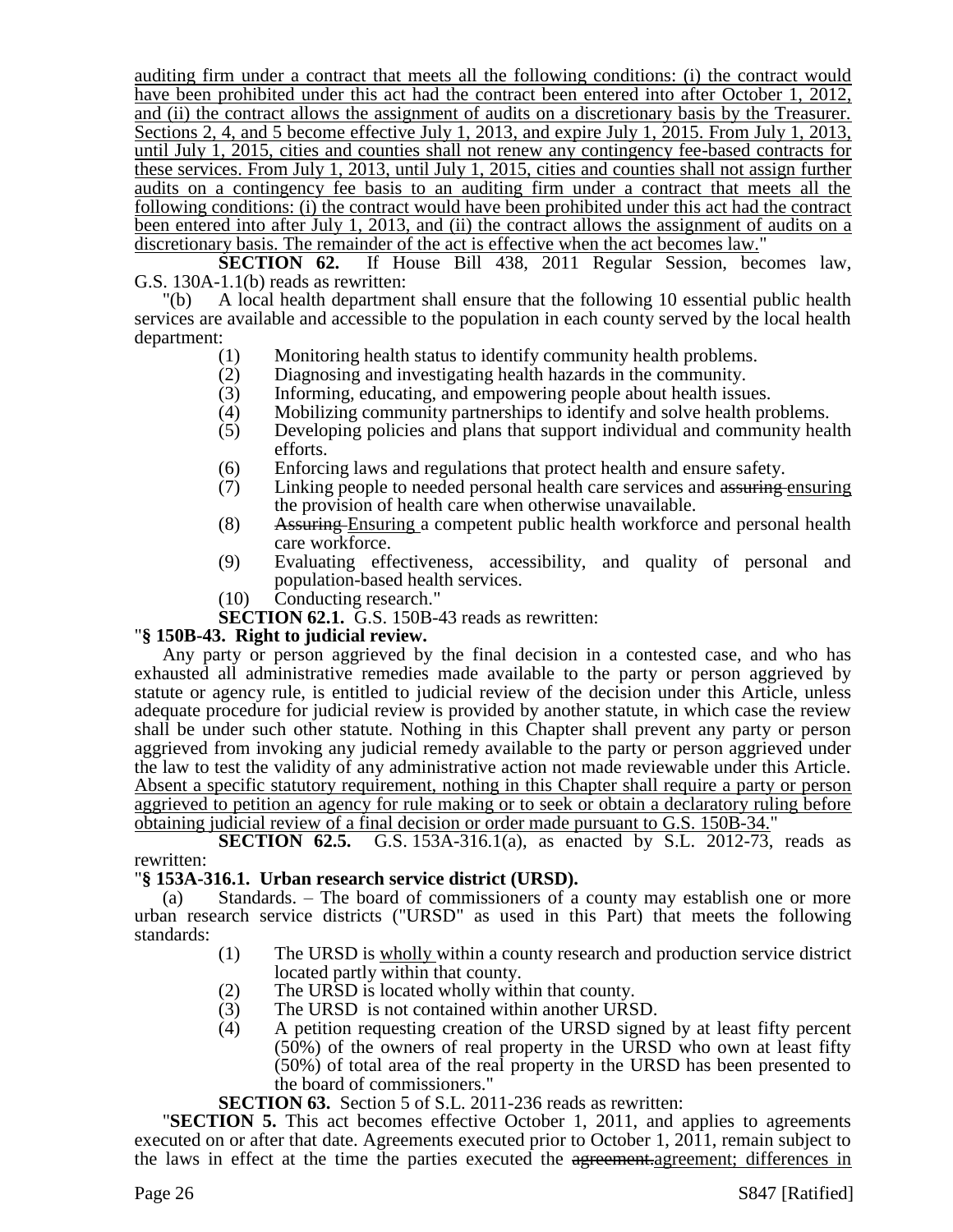auditing firm under a contract that meets all the following conditions: (i) the contract would have been prohibited under this act had the contract been entered into after October 1, 2012, and (ii) the contract allows the assignment of audits on a discretionary basis by the Treasurer. Sections 2, 4, and 5 become effective July 1, 2013, and expire July 1, 2015. From July 1, 2013, until July 1, 2015, cities and counties shall not renew any contingency fee-based contracts for these services. From July 1, 2013, until July 1, 2015, cities and counties shall not assign further audits on a contingency fee basis to an auditing firm under a contract that meets all the following conditions: (i) the contract would have been prohibited under this act had the contract been entered into after July 1, 2013, and (ii) the contract allows the assignment of audits on a discretionary basis. The remainder of the act is effective when the act becomes law."

**SECTION 62.** If House Bill 438, 2011 Regular Session, becomes law, G.S. 130A-1.1(b) reads as rewritten:

"(b) A local health department shall ensure that the following 10 essential public health services are available and accessible to the population in each county served by the local health department:

(1) Monitoring health status to identify community health problems.
(2) Diagnosing and investigating health hazards in the community.
(3) Informing, educating, and empowering people about health issues.
(4) Mobilizing community partnerships to identify and solve health problems.
(5) Developing policies and plans that support individual and community health efforts.
(6) Enforcing laws and regulations that protect health and ensure safety.
(7) Linking people to needed personal health care services and ~~assuring~~ ensuring the provision of health care when otherwise unavailable.
(8) ~~Assuring~~ Ensuring a competent public health workforce and personal health care workforce.
(9) Evaluating effectiveness, accessibility, and quality of personal and population-based health services.
(10) Conducting research."

**SECTION 62.1.** G.S. 150B-43 reads as rewritten:

"**§ 150B-43. Right to judicial review.**

Any party or person aggrieved by the final decision in a contested case, and who has exhausted all administrative remedies made available to the party or person aggrieved by statute or agency rule, is entitled to judicial review of the decision under this Article, unless adequate procedure for judicial review is provided by another statute, in which case the review shall be under such other statute. Nothing in this Chapter shall prevent any party or person aggrieved from invoking any judicial remedy available to the party or person aggrieved under the law to test the validity of any administrative action not made reviewable under this Article. Absent a specific statutory requirement, nothing in this Chapter shall require a party or person aggrieved to petition an agency for rule making or to seek or obtain a declaratory ruling before obtaining judicial review of a final decision or order made pursuant to G.S. 150B-34."

**SECTION 62.5.** G.S. 153A-316.1(a), as enacted by S.L. 2012-73, reads as rewritten:

"**§ 153A-316.1. Urban research service district (URSD).**

(a) Standards. – The board of commissioners of a county may establish one or more urban research service districts ("URSD" as used in this Part) that meets the following standards:

(1) The URSD is wholly within a county research and production service district located partly within that county.
(2) The URSD is located wholly within that county.
(3) The URSD is not contained within another URSD.
(4) A petition requesting creation of the URSD signed by at least fifty percent (50%) of the owners of real property in the URSD who own at least fifty (50%) of total area of the real property in the URSD has been presented to the board of commissioners."

**SECTION 63.** Section 5 of S.L. 2011-236 reads as rewritten:

"**SECTION 5.** This act becomes effective October 1, 2011, and applies to agreements executed on or after that date. Agreements executed prior to October 1, 2011, remain subject to the laws in effect at the time the parties executed the ~~agreement.~~agreement; differences in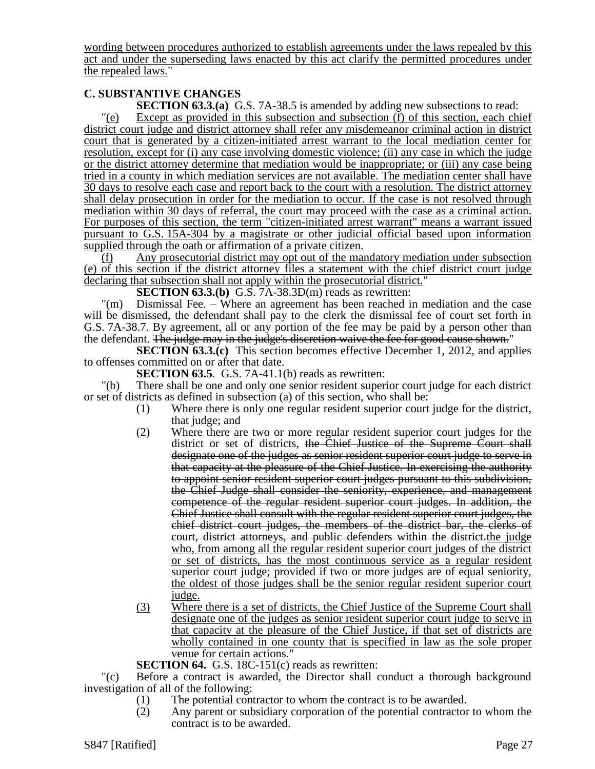wording between procedures authorized to establish agreements under the laws repealed by this act and under the superseding laws enacted by this act clarify the permitted procedures under the repealed laws."

### C. SUBSTANTIVE CHANGES

**SECTION 63.3.(a)** G.S. 7A-38.5 is amended by adding new subsections to read:

"(e) Except as provided in this subsection and subsection (f) of this section, each chief district court judge and district attorney shall refer any misdemeanor criminal action in district court that is generated by a citizen-initiated arrest warrant to the local mediation center for resolution, except for (i) any case involving domestic violence; (ii) any case in which the judge or the district attorney determine that mediation would be inappropriate; or (iii) any case being tried in a county in which mediation services are not available. The mediation center shall have 30 days to resolve each case and report back to the court with a resolution. The district attorney shall delay prosecution in order for the mediation to occur. If the case is not resolved through mediation within 30 days of referral, the court may proceed with the case as a criminal action. For purposes of this section, the term "citizen-initiated arrest warrant" means a warrant issued pursuant to G.S. 15A-304 by a magistrate or other judicial official based upon information supplied through the oath or affirmation of a private citizen.

(f) Any prosecutorial district may opt out of the mandatory mediation under subsection (e) of this section if the district attorney files a statement with the chief district court judge declaring that subsection shall not apply within the prosecutorial district."

**SECTION 63.3.(b)** G.S. 7A-38.3D(m) reads as rewritten:

"(m) Dismissal Fee. – Where an agreement has been reached in mediation and the case will be dismissed, the defendant shall pay to the clerk the dismissal fee of court set forth in G.S. 7A-38.7. By agreement, all or any portion of the fee may be paid by a person other than the defendant. ~~The judge may in the judge's discretion waive the fee for good cause shown.~~"

**SECTION 63.3.(c)** This section becomes effective December 1, 2012, and applies to offenses committed on or after that date.

**SECTION 63.5**. G.S. 7A-41.1(b) reads as rewritten:

"(b) There shall be one and only one senior resident superior court judge for each district or set of districts as defined in subsection (a) of this section, who shall be:

(1) Where there is only one regular resident superior court judge for the district, that judge; and

(2) Where there are two or more regular resident superior court judges for the district or set of districts, ~~the Chief Justice of the Supreme Court shall designate one of the judges as senior resident superior court judge to serve in that capacity at the pleasure of the Chief Justice. In exercising the authority to appoint senior resident superior court judges pursuant to this subdivision, the Chief Judge shall consider the seniority, experience, and management competence of the regular resident superior court judges. In addition, the Chief Justice shall consult with the regular resident superior court judges, the chief district court judges, the members of the district bar, the clerks of court, district attorneys, and public defenders within the district.~~the judge who, from among all the regular resident superior court judges of the district or set of districts, has the most continuous service as a regular resident superior court judge; provided if two or more judges are of equal seniority, the oldest of those judges shall be the senior regular resident superior court judge.

(3) Where there is a set of districts, the Chief Justice of the Supreme Court shall designate one of the judges as senior resident superior court judge to serve in that capacity at the pleasure of the Chief Justice, if that set of districts are wholly contained in one county that is specified in law as the sole proper venue for certain actions."

**SECTION 64.** G.S. 18C-151(c) reads as rewritten:

"(c) Before a contract is awarded, the Director shall conduct a thorough background investigation of all of the following:

(1) The potential contractor to whom the contract is to be awarded.

(2) Any parent or subsidiary corporation of the potential contractor to whom the contract is to be awarded.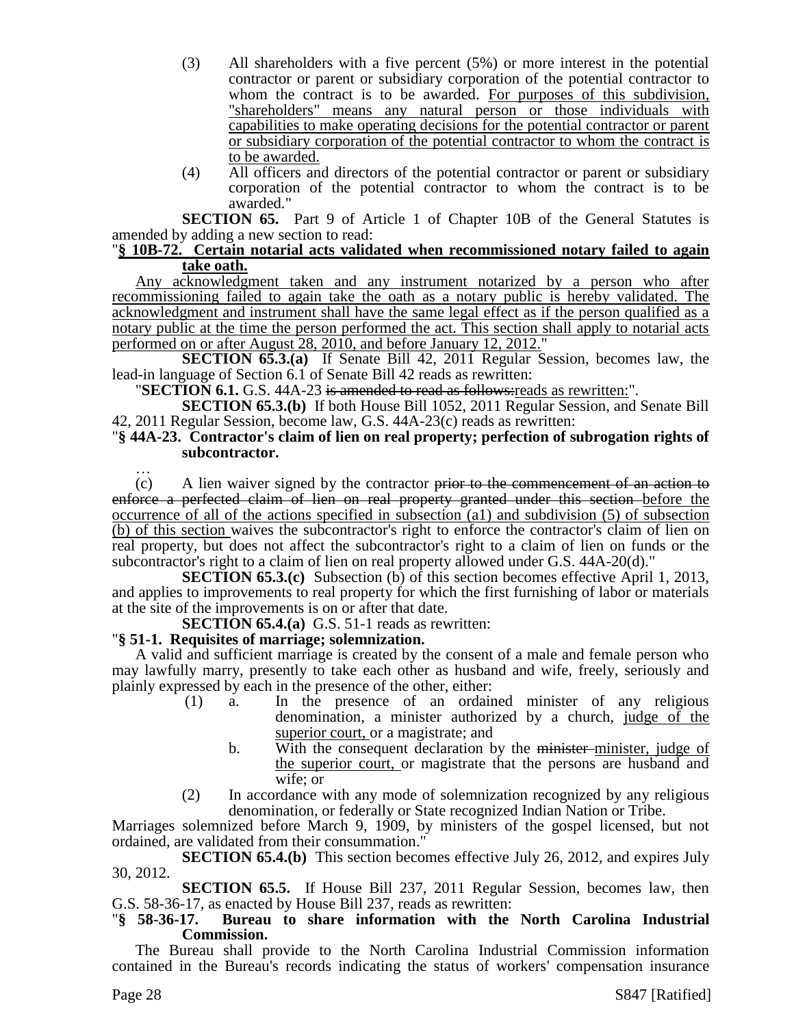(3) All shareholders with a five percent (5%) or more interest in the potential contractor or parent or subsidiary corporation of the potential contractor to whom the contract is to be awarded. For purposes of this subdivision, "shareholders" means any natural person or those individuals with capabilities to make operating decisions for the potential contractor or parent or subsidiary corporation of the potential contractor to whom the contract is to be awarded.

(4) All officers and directors of the potential contractor or parent or subsidiary corporation of the potential contractor to whom the contract is to be awarded."

**SECTION 65.** Part 9 of Article 1 of Chapter 10B of the General Statutes is amended by adding a new section to read:

"**§ 10B-72. Certain notarial acts validated when recommissioned notary failed to again take oath.**

Any acknowledgment taken and any instrument notarized by a person who after recommissioning failed to again take the oath as a notary public is hereby validated. The acknowledgment and instrument shall have the same legal effect as if the person qualified as a notary public at the time the person performed the act. This section shall apply to notarial acts performed on or after August 28, 2010, and before January 12, 2012."

**SECTION 65.3.(a)** If Senate Bill 42, 2011 Regular Session, becomes law, the lead-in language of Section 6.1 of Senate Bill 42 reads as rewritten:

"**SECTION 6.1.** G.S. 44A-23 ~~is amended to read as follows:~~reads as rewritten:".

**SECTION 65.3.(b)** If both House Bill 1052, 2011 Regular Session, and Senate Bill 42, 2011 Regular Session, become law, G.S. 44A-23(c) reads as rewritten:

"**§ 44A-23. Contractor's claim of lien on real property; perfection of subrogation rights of subcontractor.**

…

(c) A lien waiver signed by the contractor ~~prior to the commencement of an action to enforce a perfected claim of lien on real property granted under this section~~ before the occurrence of all of the actions specified in subsection (a1) and subdivision (5) of subsection (b) of this section waives the subcontractor's right to enforce the contractor's claim of lien on real property, but does not affect the subcontractor's right to a claim of lien on funds or the subcontractor's right to a claim of lien on real property allowed under G.S. 44A-20(d)."

**SECTION 65.3.(c)** Subsection (b) of this section becomes effective April 1, 2013, and applies to improvements to real property for which the first furnishing of labor or materials at the site of the improvements is on or after that date.

**SECTION 65.4.(a)** G.S. 51-1 reads as rewritten:

"**§ 51-1. Requisites of marriage; solemnization.**

A valid and sufficient marriage is created by the consent of a male and female person who may lawfully marry, presently to take each other as husband and wife, freely, seriously and plainly expressed by each in the presence of the other, either:

(1) a. In the presence of an ordained minister of any religious denomination, a minister authorized by a church, judge of the superior court, or a magistrate; and

b. With the consequent declaration by the ~~minister~~ minister, judge of the superior court, or magistrate that the persons are husband and wife; or

(2) In accordance with any mode of solemnization recognized by any religious denomination, or federally or State recognized Indian Nation or Tribe.

Marriages solemnized before March 9, 1909, by ministers of the gospel licensed, but not ordained, are validated from their consummation."

**SECTION 65.4.(b)** This section becomes effective July 26, 2012, and expires July 30, 2012.

**SECTION 65.5.** If House Bill 237, 2011 Regular Session, becomes law, then G.S. 58-36-17, as enacted by House Bill 237, reads as rewritten:

"**§ 58-36-17. Bureau to share information with the North Carolina Industrial Commission.**

The Bureau shall provide to the North Carolina Industrial Commission information contained in the Bureau's records indicating the status of workers' compensation insurance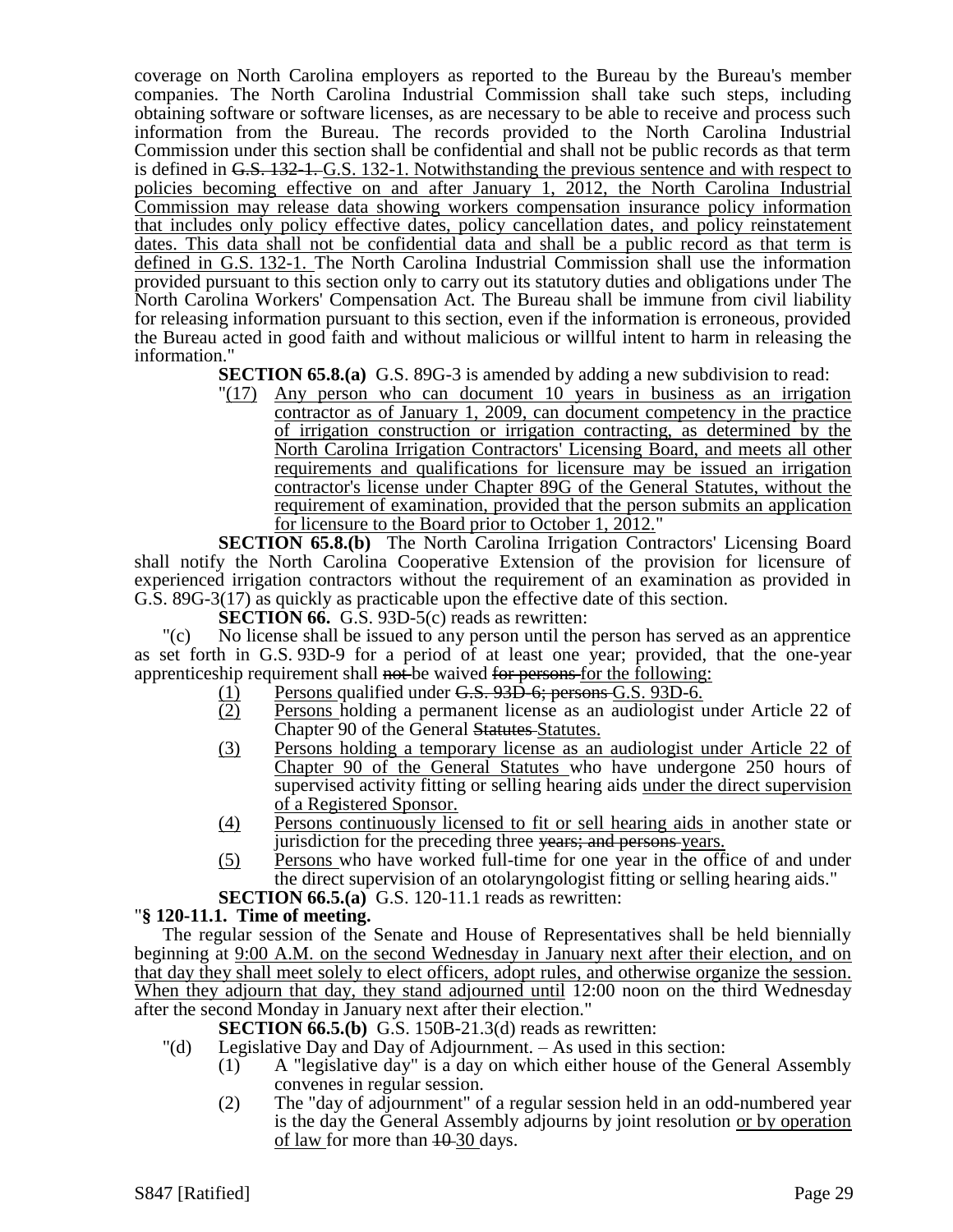coverage on North Carolina employers as reported to the Bureau by the Bureau's member companies. The North Carolina Industrial Commission shall take such steps, including obtaining software or software licenses, as are necessary to be able to receive and process such information from the Bureau. The records provided to the North Carolina Industrial Commission under this section shall be confidential and shall not be public records as that term is defined in ~~G.S. 132-1.~~ G.S. 132-1. Notwithstanding the previous sentence and with respect to policies becoming effective on and after January 1, 2012, the North Carolina Industrial Commission may release data showing workers compensation insurance policy information that includes only policy effective dates, policy cancellation dates, and policy reinstatement dates. This data shall not be confidential data and shall be a public record as that term is defined in G.S. 132-1. The North Carolina Industrial Commission shall use the information provided pursuant to this section only to carry out its statutory duties and obligations under The North Carolina Workers' Compensation Act. The Bureau shall be immune from civil liability for releasing information pursuant to this section, even if the information is erroneous, provided the Bureau acted in good faith and without malicious or willful intent to harm in releasing the information."

**SECTION 65.8.(a)** G.S. 89G-3 is amended by adding a new subdivision to read:

"(17) Any person who can document 10 years in business as an irrigation contractor as of January 1, 2009, can document competency in the practice of irrigation construction or irrigation contracting, as determined by the North Carolina Irrigation Contractors' Licensing Board, and meets all other requirements and qualifications for licensure may be issued an irrigation contractor's license under Chapter 89G of the General Statutes, without the requirement of examination, provided that the person submits an application for licensure to the Board prior to October 1, 2012."

**SECTION 65.8.(b)** The North Carolina Irrigation Contractors' Licensing Board shall notify the North Carolina Cooperative Extension of the provision for licensure of experienced irrigation contractors without the requirement of an examination as provided in G.S. 89G-3(17) as quickly as practicable upon the effective date of this section.

**SECTION 66.** G.S. 93D-5(c) reads as rewritten:

"(c) No license shall be issued to any person until the person has served as an apprentice as set forth in G.S. 93D-9 for a period of at least one year; provided, that the one-year apprenticeship requirement shall ~~not~~ be waived ~~for persons~~ for the following:

(1) Persons qualified under ~~G.S. 93D-6; persons~~ G.S. 93D-6.
(2) Persons holding a permanent license as an audiologist under Article 22 of Chapter 90 of the General ~~Statutes~~ Statutes.
(3) Persons holding a temporary license as an audiologist under Article 22 of Chapter 90 of the General Statutes who have undergone 250 hours of supervised activity fitting or selling hearing aids under the direct supervision of a Registered Sponsor.
(4) Persons continuously licensed to fit or sell hearing aids in another state or jurisdiction for the preceding three ~~years; and persons~~ years.
(5) Persons who have worked full-time for one year in the office of and under the direct supervision of an otolaryngologist fitting or selling hearing aids."

**SECTION 66.5.(a)** G.S. 120-11.1 reads as rewritten:

"**§ 120-11.1. Time of meeting.**

The regular session of the Senate and House of Representatives shall be held biennially beginning at 9:00 A.M. on the second Wednesday in January next after their election, and on that day they shall meet solely to elect officers, adopt rules, and otherwise organize the session. When they adjourn that day, they stand adjourned until 12:00 noon on the third Wednesday after the second Monday in January next after their election."

**SECTION 66.5.(b)** G.S. 150B-21.3(d) reads as rewritten:

"(d) Legislative Day and Day of Adjournment. – As used in this section:

(1) A "legislative day" is a day on which either house of the General Assembly convenes in regular session.
(2) The "day of adjournment" of a regular session held in an odd-numbered year is the day the General Assembly adjourns by joint resolution or by operation of law for more than ~~10~~ 30 days.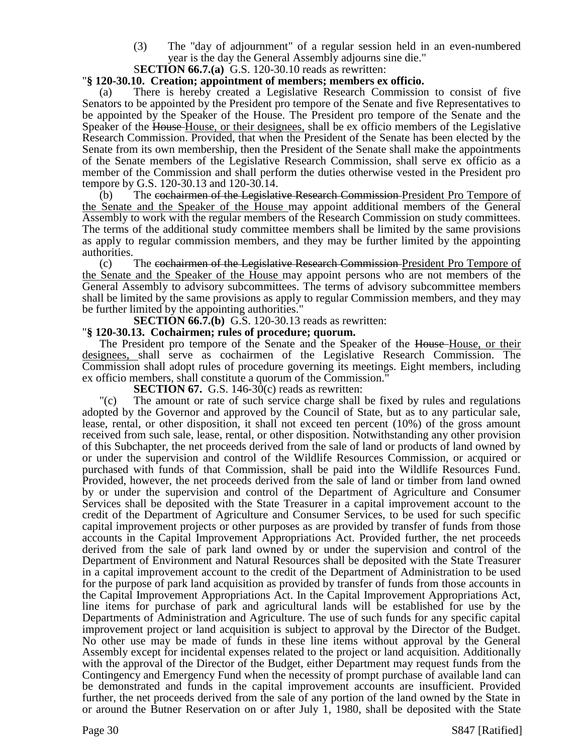(3) The "day of adjournment" of a regular session held in an even-numbered year is the day the General Assembly adjourns sine die."

**SECTION 66.7.(a)** G.S. 120-30.10 reads as rewritten:

"**§ 120-30.10. Creation; appointment of members; members ex officio.**

(a) There is hereby created a Legislative Research Commission to consist of five Senators to be appointed by the President pro tempore of the Senate and five Representatives to be appointed by the Speaker of the House. The President pro tempore of the Senate and the Speaker of the ~~House~~ House, or their designees, shall be ex officio members of the Legislative Research Commission. Provided, that when the President of the Senate has been elected by the Senate from its own membership, then the President of the Senate shall make the appointments of the Senate members of the Legislative Research Commission, shall serve ex officio as a member of the Commission and shall perform the duties otherwise vested in the President pro tempore by G.S. 120-30.13 and 120-30.14.

(b) The ~~cochairmen of the Legislative Research Commission~~ President Pro Tempore of the Senate and the Speaker of the House may appoint additional members of the General Assembly to work with the regular members of the Research Commission on study committees. The terms of the additional study committee members shall be limited by the same provisions as apply to regular commission members, and they may be further limited by the appointing authorities.

(c) The ~~cochairmen of the Legislative Research Commission~~ President Pro Tempore of the Senate and the Speaker of the House may appoint persons who are not members of the General Assembly to advisory subcommittees. The terms of advisory subcommittee members shall be limited by the same provisions as apply to regular Commission members, and they may be further limited by the appointing authorities."

**SECTION 66.7.(b)** G.S. 120-30.13 reads as rewritten:

"**§ 120-30.13. Cochairmen; rules of procedure; quorum.**

The President pro tempore of the Senate and the Speaker of the ~~House~~ House, or their designees, shall serve as cochairmen of the Legislative Research Commission. The Commission shall adopt rules of procedure governing its meetings. Eight members, including ex officio members, shall constitute a quorum of the Commission."

**SECTION 67.** G.S. 146-30(c) reads as rewritten:

"(c) The amount or rate of such service charge shall be fixed by rules and regulations adopted by the Governor and approved by the Council of State, but as to any particular sale, lease, rental, or other disposition, it shall not exceed ten percent (10%) of the gross amount received from such sale, lease, rental, or other disposition. Notwithstanding any other provision of this Subchapter, the net proceeds derived from the sale of land or products of land owned by or under the supervision and control of the Wildlife Resources Commission, or acquired or purchased with funds of that Commission, shall be paid into the Wildlife Resources Fund. Provided, however, the net proceeds derived from the sale of land or timber from land owned by or under the supervision and control of the Department of Agriculture and Consumer Services shall be deposited with the State Treasurer in a capital improvement account to the credit of the Department of Agriculture and Consumer Services, to be used for such specific capital improvement projects or other purposes as are provided by transfer of funds from those accounts in the Capital Improvement Appropriations Act. Provided further, the net proceeds derived from the sale of park land owned by or under the supervision and control of the Department of Environment and Natural Resources shall be deposited with the State Treasurer in a capital improvement account to the credit of the Department of Administration to be used for the purpose of park land acquisition as provided by transfer of funds from those accounts in the Capital Improvement Appropriations Act. In the Capital Improvement Appropriations Act, line items for purchase of park and agricultural lands will be established for use by the Departments of Administration and Agriculture. The use of such funds for any specific capital improvement project or land acquisition is subject to approval by the Director of the Budget. No other use may be made of funds in these line items without approval by the General Assembly except for incidental expenses related to the project or land acquisition. Additionally with the approval of the Director of the Budget, either Department may request funds from the Contingency and Emergency Fund when the necessity of prompt purchase of available land can be demonstrated and funds in the capital improvement accounts are insufficient. Provided further, the net proceeds derived from the sale of any portion of the land owned by the State in or around the Butner Reservation on or after July 1, 1980, shall be deposited with the State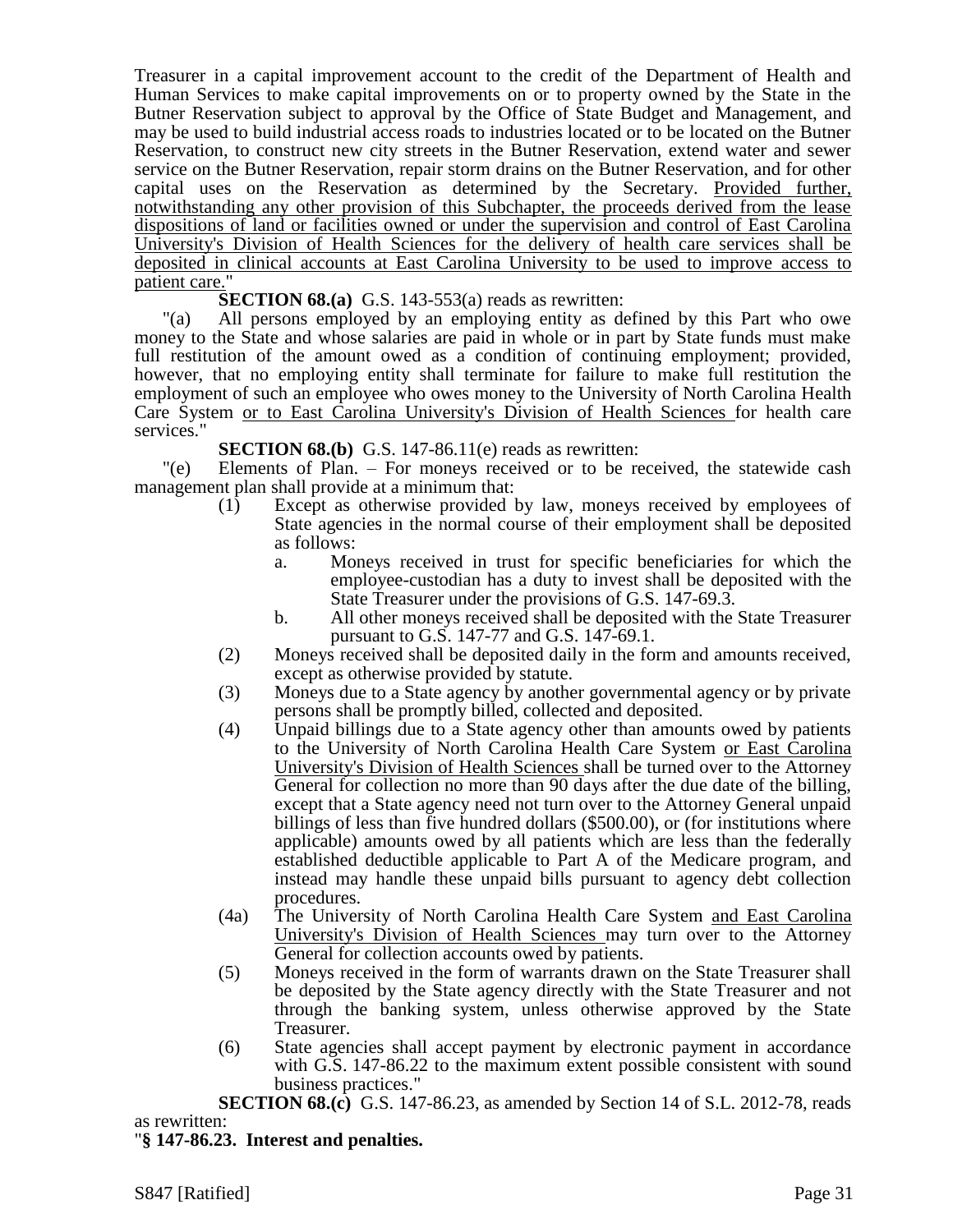Treasurer in a capital improvement account to the credit of the Department of Health and Human Services to make capital improvements on or to property owned by the State in the Butner Reservation subject to approval by the Office of State Budget and Management, and may be used to build industrial access roads to industries located or to be located on the Butner Reservation, to construct new city streets in the Butner Reservation, extend water and sewer service on the Butner Reservation, repair storm drains on the Butner Reservation, and for other capital uses on the Reservation as determined by the Secretary. <u>Provided further, notwithstanding any other provision of this Subchapter, the proceeds derived from the lease dispositions of land or facilities owned or under the supervision and control of East Carolina University's Division of Health Sciences for the delivery of health care services shall be deposited in clinical accounts at East Carolina University to be used to improve access to patient care.</u>"

**SECTION 68.(a)** G.S. 143-553(a) reads as rewritten:

"(a) All persons employed by an employing entity as defined by this Part who owe money to the State and whose salaries are paid in whole or in part by State funds must make full restitution of the amount owed as a condition of continuing employment; provided, however, that no employing entity shall terminate for failure to make full restitution the employment of such an employee who owes money to the University of North Carolina Health Care System <u>or to East Carolina University's Division of Health Sciences</u> for health care services."

**SECTION 68.(b)** G.S. 147-86.11(e) reads as rewritten:

"(e) Elements of Plan. – For moneys received or to be received, the statewide cash management plan shall provide at a minimum that:

(1) Except as otherwise provided by law, moneys received by employees of State agencies in the normal course of their employment shall be deposited as follows:

a. Moneys received in trust for specific beneficiaries for which the employee-custodian has a duty to invest shall be deposited with the State Treasurer under the provisions of G.S. 147-69.3.

b. All other moneys received shall be deposited with the State Treasurer pursuant to G.S. 147-77 and G.S. 147-69.1.

(2) Moneys received shall be deposited daily in the form and amounts received, except as otherwise provided by statute.

(3) Moneys due to a State agency by another governmental agency or by private persons shall be promptly billed, collected and deposited.

(4) Unpaid billings due to a State agency other than amounts owed by patients to the University of North Carolina Health Care System <u>or East Carolina University's Division of Health Sciences</u> shall be turned over to the Attorney General for collection no more than 90 days after the due date of the billing, except that a State agency need not turn over to the Attorney General unpaid billings of less than five hundred dollars ($500.00), or (for institutions where applicable) amounts owed by all patients which are less than the federally established deductible applicable to Part A of the Medicare program, and instead may handle these unpaid bills pursuant to agency debt collection procedures.

(4a) The University of North Carolina Health Care System <u>and East Carolina University's Division of Health Sciences</u> may turn over to the Attorney General for collection accounts owed by patients.

(5) Moneys received in the form of warrants drawn on the State Treasurer shall be deposited by the State agency directly with the State Treasurer and not through the banking system, unless otherwise approved by the State Treasurer.

(6) State agencies shall accept payment by electronic payment in accordance with G.S. 147-86.22 to the maximum extent possible consistent with sound business practices."

**SECTION 68.(c)** G.S. 147-86.23, as amended by Section 14 of S.L. 2012-78, reads as rewritten:

"**§ 147-86.23. Interest and penalties.**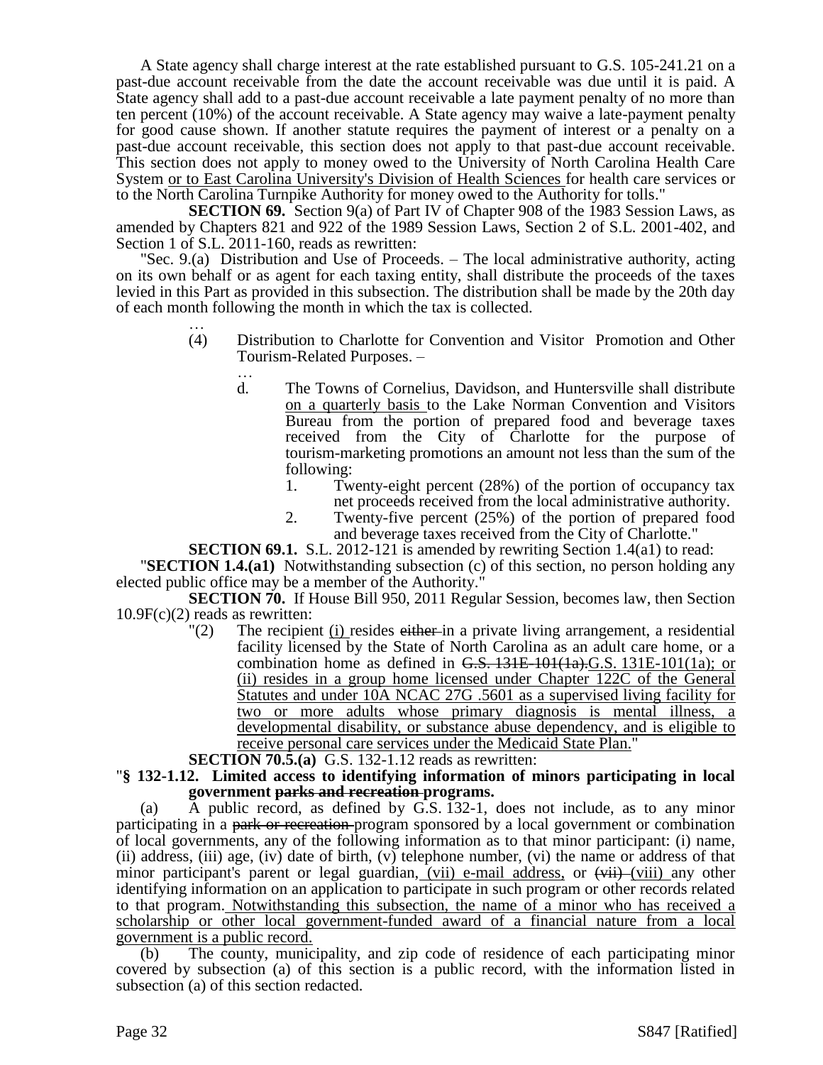A State agency shall charge interest at the rate established pursuant to G.S. 105-241.21 on a past-due account receivable from the date the account receivable was due until it is paid. A State agency shall add to a past-due account receivable a late payment penalty of no more than ten percent (10%) of the account receivable. A State agency may waive a late-payment penalty for good cause shown. If another statute requires the payment of interest or a penalty on a past-due account receivable, this section does not apply to that past-due account receivable. This section does not apply to money owed to the University of North Carolina Health Care System <u>or to East Carolina University's Division of Health Sciences</u> for health care services or to the North Carolina Turnpike Authority for money owed to the Authority for tolls."

**SECTION 69.** Section 9(a) of Part IV of Chapter 908 of the 1983 Session Laws, as amended by Chapters 821 and 922 of the 1989 Session Laws, Section 2 of S.L. 2001-402, and Section 1 of S.L. 2011-160, reads as rewritten:

"Sec. 9.(a) Distribution and Use of Proceeds. – The local administrative authority, acting on its own behalf or as agent for each taxing entity, shall distribute the proceeds of the taxes levied in this Part as provided in this subsection. The distribution shall be made by the 20th day of each month following the month in which the tax is collected.

…

(4) Distribution to Charlotte for Convention and Visitor Promotion and Other Tourism-Related Purposes. –

…

d. The Towns of Cornelius, Davidson, and Huntersville shall distribute <u>on a quarterly basis</u> to the Lake Norman Convention and Visitors Bureau from the portion of prepared food and beverage taxes received from the City of Charlotte for the purpose of tourism-marketing promotions an amount not less than the sum of the following:

1. Twenty-eight percent (28%) of the portion of occupancy tax net proceeds received from the local administrative authority.
2. Twenty-five percent (25%) of the portion of prepared food and beverage taxes received from the City of Charlotte."

**SECTION 69.1.** S.L. 2012-121 is amended by rewriting Section 1.4(a1) to read:

"**SECTION 1.4.(a1)** Notwithstanding subsection (c) of this section, no person holding any elected public office may be a member of the Authority."

**SECTION 70.** If House Bill 950, 2011 Regular Session, becomes law, then Section 10.9F(c)(2) reads as rewritten:

"(2) The recipient <u>(i)</u> resides ~~either~~ in a private living arrangement, a residential facility licensed by the State of North Carolina as an adult care home, or a combination home as defined in ~~G.S. 131E-101(1a).~~<u>G.S. 131E-101(1a); or (ii) resides in a group home licensed under Chapter 122C of the General Statutes and under 10A NCAC 27G .5601 as a supervised living facility for two or more adults whose primary diagnosis is mental illness, a developmental disability, or substance abuse dependency, and is eligible to receive personal care services under the Medicaid State Plan.</u>"

**SECTION 70.5.(a)** G.S. 132-1.12 reads as rewritten:

"**§ 132-1.12. Limited access to identifying information of minors participating in local government ~~parks and recreation~~ programs.**

(a) A public record, as defined by G.S. 132-1, does not include, as to any minor participating in a ~~park or recreation~~ program sponsored by a local government or combination of local governments, any of the following information as to that minor participant: (i) name, (ii) address, (iii) age, (iv) date of birth, (v) telephone number, (vi) the name or address of that minor participant's parent or legal guardian, <u>(vii) e-mail address,</u> or ~~(vii)~~ <u>(viii)</u> any other identifying information on an application to participate in such program or other records related to that program. <u>Notwithstanding this subsection, the name of a minor who has received a scholarship or other local government-funded award of a financial nature from a local government is a public record.</u>

(b) The county, municipality, and zip code of residence of each participating minor covered by subsection (a) of this section is a public record, with the information listed in subsection (a) of this section redacted.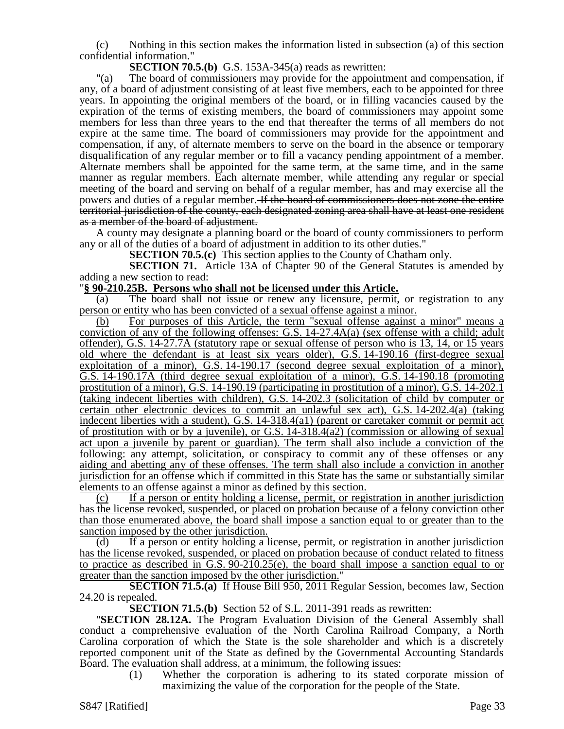(c) Nothing in this section makes the information listed in subsection (a) of this section confidential information."

**SECTION 70.5.(b)** G.S. 153A-345(a) reads as rewritten:

"(a) The board of commissioners may provide for the appointment and compensation, if any, of a board of adjustment consisting of at least five members, each to be appointed for three years. In appointing the original members of the board, or in filling vacancies caused by the expiration of the terms of existing members, the board of commissioners may appoint some members for less than three years to the end that thereafter the terms of all members do not expire at the same time. The board of commissioners may provide for the appointment and compensation, if any, of alternate members to serve on the board in the absence or temporary disqualification of any regular member or to fill a vacancy pending appointment of a member. Alternate members shall be appointed for the same term, at the same time, and in the same manner as regular members. Each alternate member, while attending any regular or special meeting of the board and serving on behalf of a regular member, has and may exercise all the powers and duties of a regular member. ~~If the board of commissioners does not zone the entire territorial jurisdiction of the county, each designated zoning area shall have at least one resident as a member of the board of adjustment.~~

A county may designate a planning board or the board of county commissioners to perform any or all of the duties of a board of adjustment in addition to its other duties."

**SECTION 70.5.(c)** This section applies to the County of Chatham only.

**SECTION 71.** Article 13A of Chapter 90 of the General Statutes is amended by adding a new section to read:

"**§ 90-210.25B. Persons who shall not be licensed under this Article.**

(a) The board shall not issue or renew any licensure, permit, or registration to any person or entity who has been convicted of a sexual offense against a minor.

(b) For purposes of this Article, the term "sexual offense against a minor" means a conviction of any of the following offenses: G.S. 14-27.4A(a) (sex offense with a child; adult offender), G.S. 14-27.7A (statutory rape or sexual offense of person who is 13, 14, or 15 years old where the defendant is at least six years older), G.S. 14-190.16 (first-degree sexual exploitation of a minor), G.S. 14-190.17 (second degree sexual exploitation of a minor), G.S. 14-190.17A (third degree sexual exploitation of a minor), G.S. 14-190.18 (promoting prostitution of a minor), G.S. 14-190.19 (participating in prostitution of a minor), G.S. 14-202.1 (taking indecent liberties with children), G.S. 14-202.3 (solicitation of child by computer or certain other electronic devices to commit an unlawful sex act), G.S. 14-202.4(a) (taking indecent liberties with a student), G.S. 14-318.4(a1) (parent or caretaker commit or permit act of prostitution with or by a juvenile), or G.S. 14-318.4(a2) (commission or allowing of sexual act upon a juvenile by parent or guardian). The term shall also include a conviction of the following: any attempt, solicitation, or conspiracy to commit any of these offenses or any aiding and abetting any of these offenses. The term shall also include a conviction in another jurisdiction for an offense which if committed in this State has the same or substantially similar elements to an offense against a minor as defined by this section.

(c) If a person or entity holding a license, permit, or registration in another jurisdiction has the license revoked, suspended, or placed on probation because of a felony conviction other than those enumerated above, the board shall impose a sanction equal to or greater than to the sanction imposed by the other jurisdiction.

(d) If a person or entity holding a license, permit, or registration in another jurisdiction has the license revoked, suspended, or placed on probation because of conduct related to fitness to practice as described in G.S. 90-210.25(e), the board shall impose a sanction equal to or greater than the sanction imposed by the other jurisdiction."

**SECTION 71.5.(a)** If House Bill 950, 2011 Regular Session, becomes law, Section 24.20 is repealed.

**SECTION 71.5.(b)** Section 52 of S.L. 2011-391 reads as rewritten:

"**SECTION 28.12A.** The Program Evaluation Division of the General Assembly shall conduct a comprehensive evaluation of the North Carolina Railroad Company, a North Carolina corporation of which the State is the sole shareholder and which is a discretely reported component unit of the State as defined by the Governmental Accounting Standards Board. The evaluation shall address, at a minimum, the following issues:

(1) Whether the corporation is adhering to its stated corporate mission of maximizing the value of the corporation for the people of the State.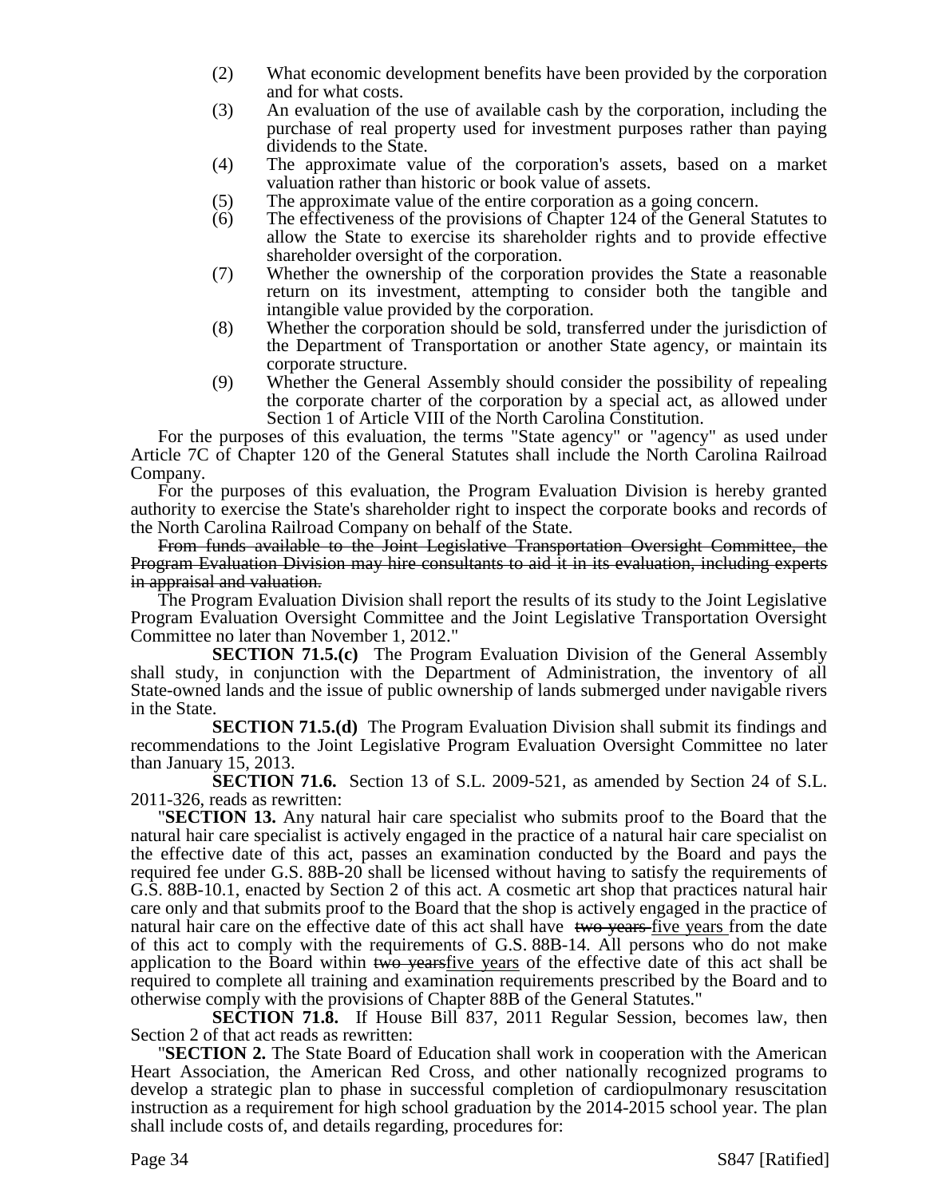(2) What economic development benefits have been provided by the corporation and for what costs.

(3) An evaluation of the use of available cash by the corporation, including the purchase of real property used for investment purposes rather than paying dividends to the State.

(4) The approximate value of the corporation's assets, based on a market valuation rather than historic or book value of assets.

(5) The approximate value of the entire corporation as a going concern.

(6) The effectiveness of the provisions of Chapter 124 of the General Statutes to allow the State to exercise its shareholder rights and to provide effective shareholder oversight of the corporation.

(7) Whether the ownership of the corporation provides the State a reasonable return on its investment, attempting to consider both the tangible and intangible value provided by the corporation.

(8) Whether the corporation should be sold, transferred under the jurisdiction of the Department of Transportation or another State agency, or maintain its corporate structure.

(9) Whether the General Assembly should consider the possibility of repealing the corporate charter of the corporation by a special act, as allowed under Section 1 of Article VIII of the North Carolina Constitution.

For the purposes of this evaluation, the terms "State agency" or "agency" as used under Article 7C of Chapter 120 of the General Statutes shall include the North Carolina Railroad Company.

For the purposes of this evaluation, the Program Evaluation Division is hereby granted authority to exercise the State's shareholder right to inspect the corporate books and records of the North Carolina Railroad Company on behalf of the State.

~~From funds available to the Joint Legislative Transportation Oversight Committee, the Program Evaluation Division may hire consultants to aid it in its evaluation, including experts in appraisal and valuation.~~

The Program Evaluation Division shall report the results of its study to the Joint Legislative Program Evaluation Oversight Committee and the Joint Legislative Transportation Oversight Committee no later than November 1, 2012."

**SECTION 71.5.(c)** The Program Evaluation Division of the General Assembly shall study, in conjunction with the Department of Administration, the inventory of all State-owned lands and the issue of public ownership of lands submerged under navigable rivers in the State.

**SECTION 71.5.(d)** The Program Evaluation Division shall submit its findings and recommendations to the Joint Legislative Program Evaluation Oversight Committee no later than January 15, 2013.

**SECTION 71.6.** Section 13 of S.L. 2009-521, as amended by Section 24 of S.L. 2011-326, reads as rewritten:

"**SECTION 13.** Any natural hair care specialist who submits proof to the Board that the natural hair care specialist is actively engaged in the practice of a natural hair care specialist on the effective date of this act, passes an examination conducted by the Board and pays the required fee under G.S. 88B-20 shall be licensed without having to satisfy the requirements of G.S. 88B-10.1, enacted by Section 2 of this act. A cosmetic art shop that practices natural hair care only and that submits proof to the Board that the shop is actively engaged in the practice of natural hair care on the effective date of this act shall have ~~two years~~ <u>five years</u> from the date of this act to comply with the requirements of G.S. 88B-14. All persons who do not make application to the Board within ~~two years~~<u>five years</u> of the effective date of this act shall be required to complete all training and examination requirements prescribed by the Board and to otherwise comply with the provisions of Chapter 88B of the General Statutes."

**SECTION 71.8.** If House Bill 837, 2011 Regular Session, becomes law, then Section 2 of that act reads as rewritten:

"**SECTION 2.** The State Board of Education shall work in cooperation with the American Heart Association, the American Red Cross, and other nationally recognized programs to develop a strategic plan to phase in successful completion of cardiopulmonary resuscitation instruction as a requirement for high school graduation by the 2014-2015 school year. The plan shall include costs of, and details regarding, procedures for: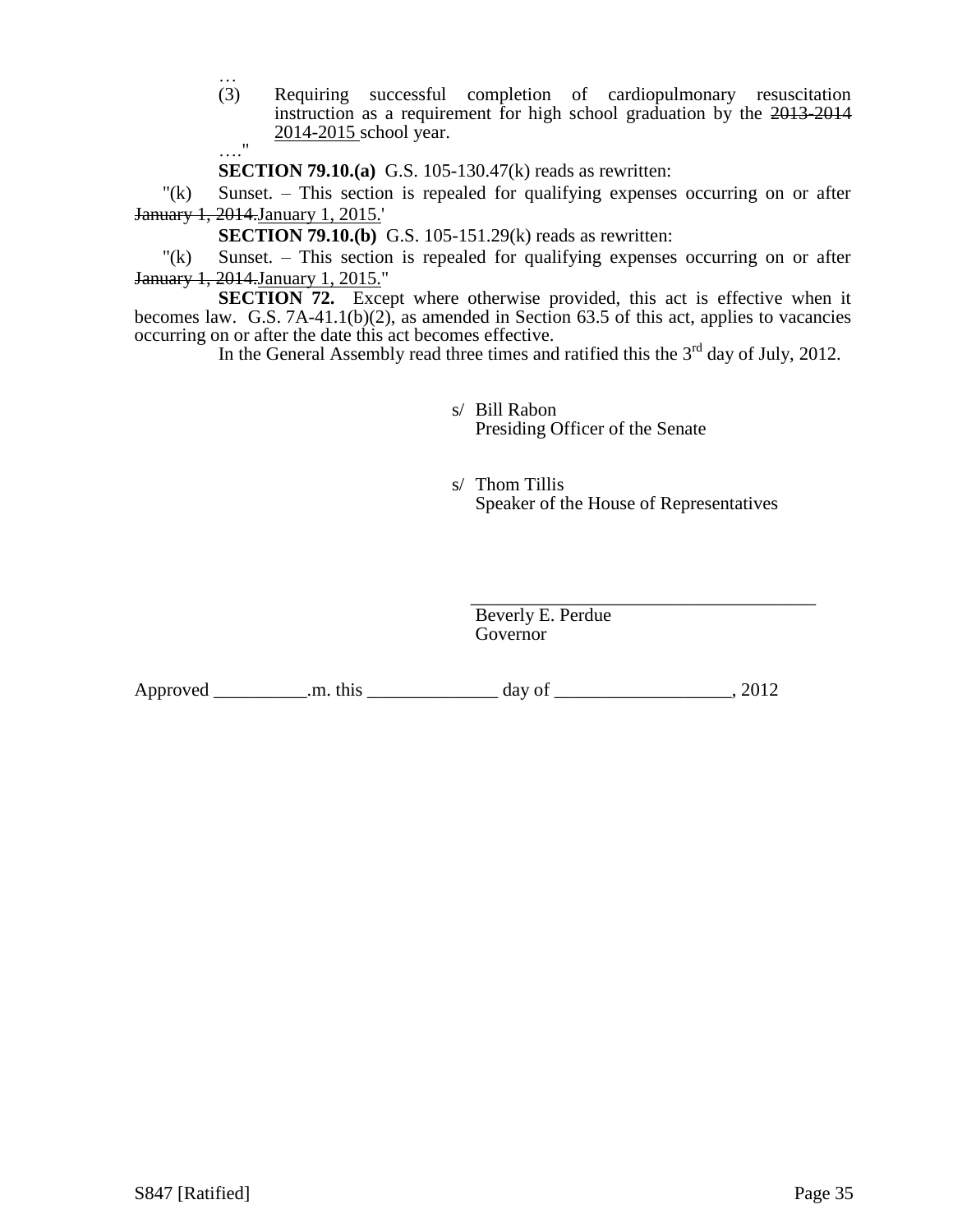…

(3) Requiring successful completion of cardiopulmonary resuscitation instruction as a requirement for high school graduation by the ~~2013-2014~~ 2014-2015 school year.

…."

**SECTION 79.10.(a)** G.S. 105-130.47(k) reads as rewritten:

"(k) Sunset. – This section is repealed for qualifying expenses occurring on or after ~~January 1, 2014.~~January 1, 2015.'

**SECTION 79.10.(b)** G.S. 105-151.29(k) reads as rewritten:

"(k) Sunset. – This section is repealed for qualifying expenses occurring on or after ~~January 1, 2014.~~January 1, 2015."

**SECTION 72.** Except where otherwise provided, this act is effective when it becomes law. G.S. 7A-41.1(b)(2), as amended in Section 63.5 of this act, applies to vacancies occurring on or after the date this act becomes effective.

In the General Assembly read three times and ratified this the 3rd day of July, 2012.

s/ Bill Rabon
Presiding Officer of the Senate

s/ Thom Tillis
Speaker of the House of Representatives

\_\_\_\_\_\_\_\_\_\_\_\_\_\_\_\_\_\_\_\_\_\_\_\_\_\_\_\_\_\_\_\_\_\_\_\_\_\_
Beverly E. Perdue
Governor

Approved \_\_\_\_\_\_\_\_\_\_.m. this \_\_\_\_\_\_\_\_\_\_\_\_\_\_ day of \_\_\_\_\_\_\_\_\_\_\_\_\_\_\_\_\_\_\_, 2012